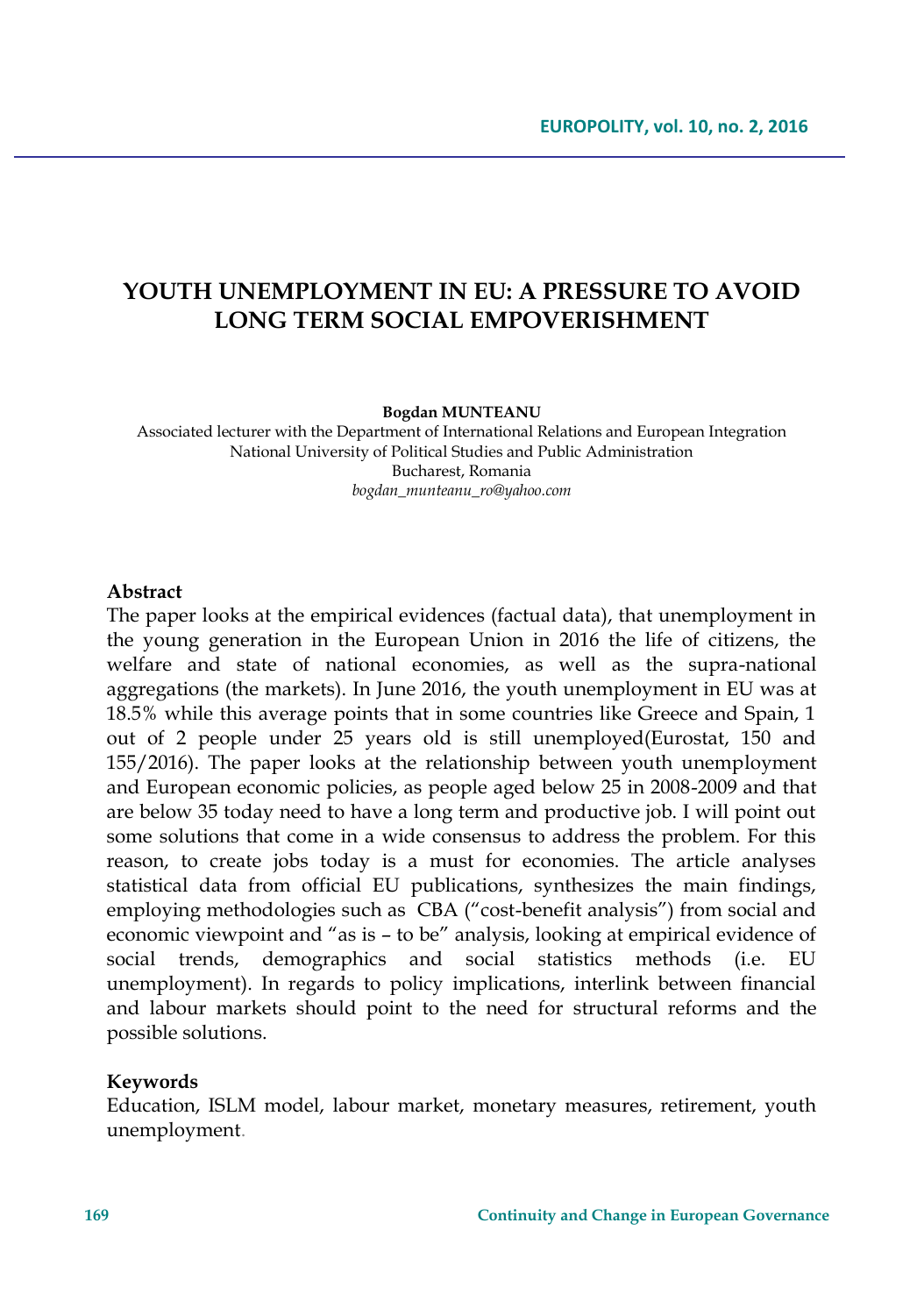# YOUTH UNEMPLOYMENT IN EU: A PRESSURE TO AVOID LONG TERM SOCIAL EMPOVERISHMENT

**Bogdan MUNTEANU**

Associated lecturer with the Department of International Relations and European Integration
National University of Political Studies and Public Administration
Bucharest, Romania
*bogdan_munteanu_ro@yahoo.com*

## Abstract

The paper looks at the empirical evidences (factual data), that unemployment in the young generation in the European Union in 2016 the life of citizens, the welfare and state of national economies, as well as the supra-national aggregations (the markets). In June 2016, the youth unemployment in EU was at 18.5% while this average points that in some countries like Greece and Spain, 1 out of 2 people under 25 years old is still unemployed(Eurostat, 150 and 155/2016). The paper looks at the relationship between youth unemployment and European economic policies, as people aged below 25 in 2008-2009 and that are below 35 today need to have a long term and productive job. I will point out some solutions that come in a wide consensus to address the problem. For this reason, to create jobs today is a must for economies. The article analyses statistical data from official EU publications, synthesizes the main findings, employing methodologies such as CBA ("cost-benefit analysis") from social and economic viewpoint and "as is – to be" analysis, looking at empirical evidence of social trends, demographics and social statistics methods (i.e. EU unemployment). In regards to policy implications, interlink between financial and labour markets should point to the need for structural reforms and the possible solutions.

## Keywords

Education, ISLM model, labour market, monetary measures, retirement, youth unemployment.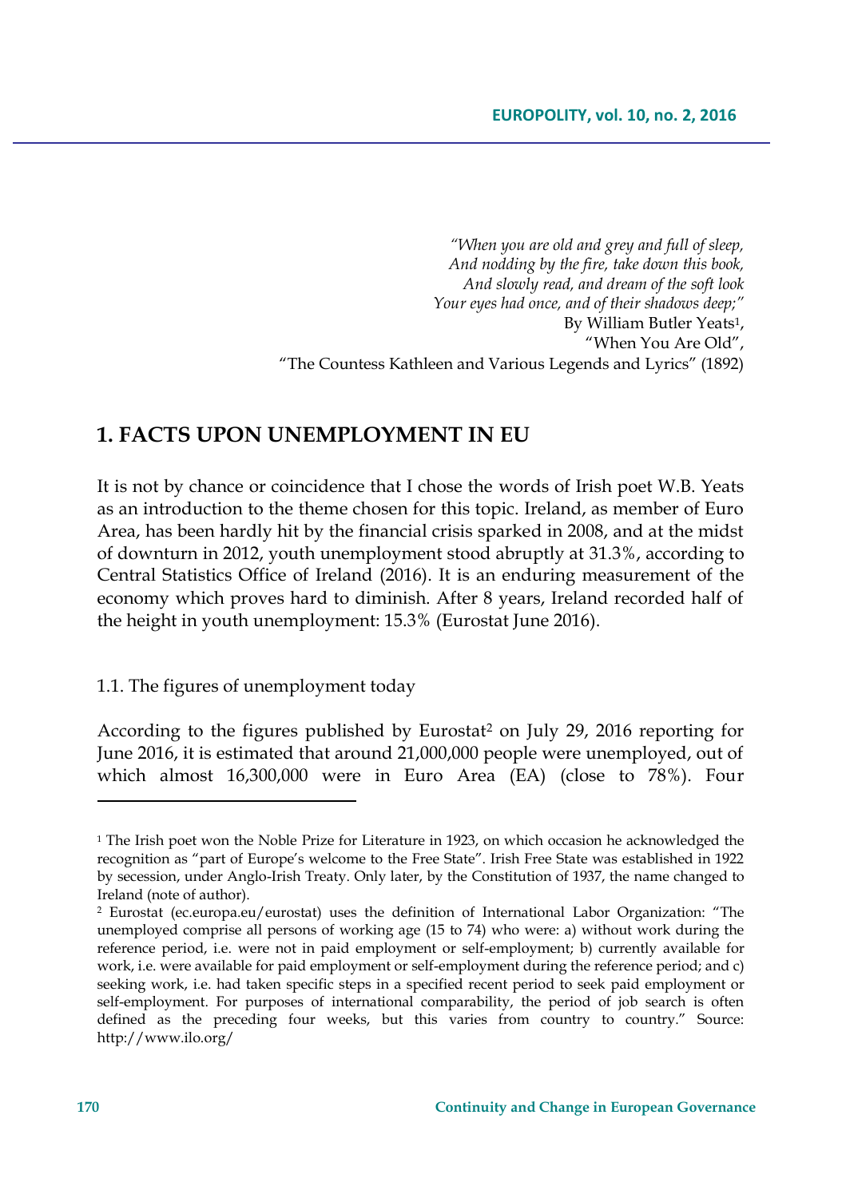*"When you are old and grey and full of sleep,*
*And nodding by the fire, take down this book,*
*And slowly read, and dream of the soft look*
*Your eyes had once, and of their shadows deep;"*
By William Butler Yeats[1],
"When You Are Old",
"The Countess Kathleen and Various Legends and Lyrics" (1892)

## 1. FACTS UPON UNEMPLOYMENT IN EU

It is not by chance or coincidence that I chose the words of Irish poet W.B. Yeats as an introduction to the theme chosen for this topic. Ireland, as member of Euro Area, has been hardly hit by the financial crisis sparked in 2008, and at the midst of downturn in 2012, youth unemployment stood abruptly at 31.3%, according to Central Statistics Office of Ireland (2016). It is an enduring measurement of the economy which proves hard to diminish. After 8 years, Ireland recorded half of the height in youth unemployment: 15.3% (Eurostat June 2016).

### 1.1. The figures of unemployment today

According to the figures published by Eurostat[2] on July 29, 2016 reporting for June 2016, it is estimated that around 21,000,000 people were unemployed, out of which almost 16,300,000 were in Euro Area (EA) (close to 78%). Four

---

[1] The Irish poet won the Noble Prize for Literature in 1923, on which occasion he acknowledged the recognition as "part of Europe's welcome to the Free State". Irish Free State was established in 1922 by secession, under Anglo-Irish Treaty. Only later, by the Constitution of 1937, the name changed to Ireland (note of author).

[2] Eurostat (ec.europa.eu/eurostat) uses the definition of International Labor Organization: "The unemployed comprise all persons of working age (15 to 74) who were: a) without work during the reference period, i.e. were not in paid employment or self-employment; b) currently available for work, i.e. were available for paid employment or self-employment during the reference period; and c) seeking work, i.e. had taken specific steps in a specified recent period to seek paid employment or self-employment. For purposes of international comparability, the period of job search is often defined as the preceding four weeks, but this varies from country to country." Source: http://www.ilo.org/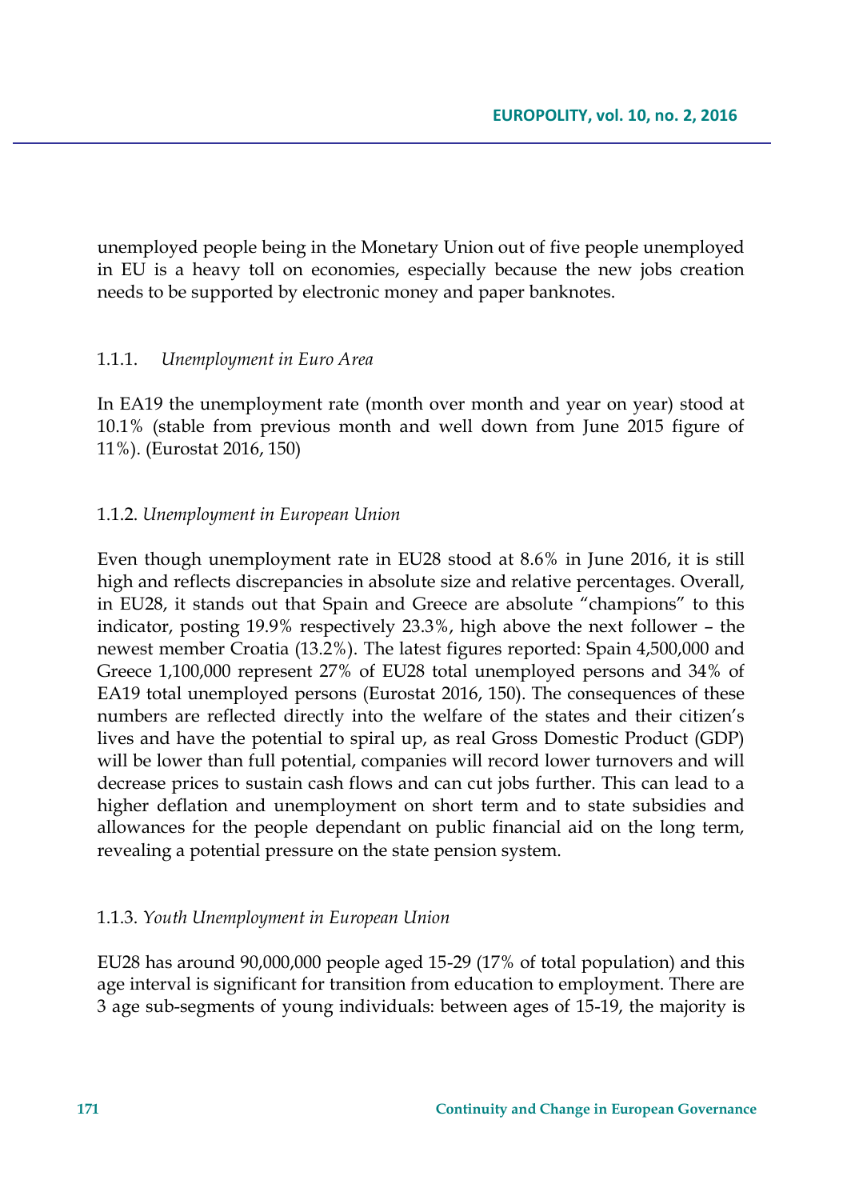unemployed people being in the Monetary Union out of five people unemployed in EU is a heavy toll on economies, especially because the new jobs creation needs to be supported by electronic money and paper banknotes.

### 1.1.1. *Unemployment in Euro Area*

In EA19 the unemployment rate (month over month and year on year) stood at 10.1% (stable from previous month and well down from June 2015 figure of 11%). (Eurostat 2016, 150)

### 1.1.2. *Unemployment in European Union*

Even though unemployment rate in EU28 stood at 8.6% in June 2016, it is still high and reflects discrepancies in absolute size and relative percentages. Overall, in EU28, it stands out that Spain and Greece are absolute "champions" to this indicator, posting 19.9% respectively 23.3%, high above the next follower – the newest member Croatia (13.2%). The latest figures reported: Spain 4,500,000 and Greece 1,100,000 represent 27% of EU28 total unemployed persons and 34% of EA19 total unemployed persons (Eurostat 2016, 150). The consequences of these numbers are reflected directly into the welfare of the states and their citizen's lives and have the potential to spiral up, as real Gross Domestic Product (GDP) will be lower than full potential, companies will record lower turnovers and will decrease prices to sustain cash flows and can cut jobs further. This can lead to a higher deflation and unemployment on short term and to state subsidies and allowances for the people dependant on public financial aid on the long term, revealing a potential pressure on the state pension system.

### 1.1.3. *Youth Unemployment in European Union*

EU28 has around 90,000,000 people aged 15-29 (17% of total population) and this age interval is significant for transition from education to employment. There are 3 age sub-segments of young individuals: between ages of 15-19, the majority is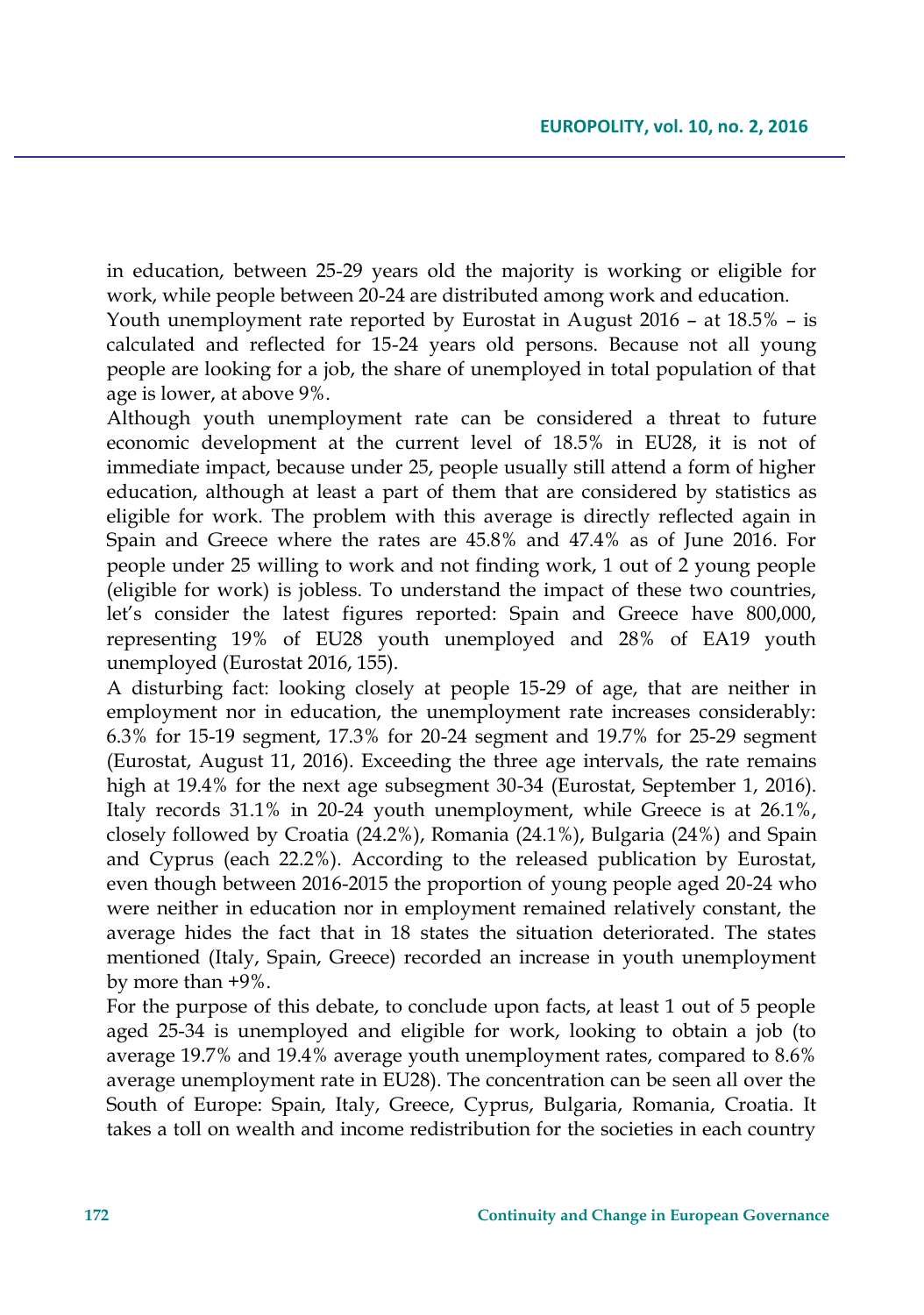in education, between 25-29 years old the majority is working or eligible for work, while people between 20-24 are distributed among work and education.

Youth unemployment rate reported by Eurostat in August 2016 – at 18.5% – is calculated and reflected for 15-24 years old persons. Because not all young people are looking for a job, the share of unemployed in total population of that age is lower, at above 9%.

Although youth unemployment rate can be considered a threat to future economic development at the current level of 18.5% in EU28, it is not of immediate impact, because under 25, people usually still attend a form of higher education, although at least a part of them that are considered by statistics as eligible for work. The problem with this average is directly reflected again in Spain and Greece where the rates are 45.8% and 47.4% as of June 2016. For people under 25 willing to work and not finding work, 1 out of 2 young people (eligible for work) is jobless. To understand the impact of these two countries, let's consider the latest figures reported: Spain and Greece have 800,000, representing 19% of EU28 youth unemployed and 28% of EA19 youth unemployed (Eurostat 2016, 155).

A disturbing fact: looking closely at people 15-29 of age, that are neither in employment nor in education, the unemployment rate increases considerably: 6.3% for 15-19 segment, 17.3% for 20-24 segment and 19.7% for 25-29 segment (Eurostat, August 11, 2016). Exceeding the three age intervals, the rate remains high at 19.4% for the next age subsegment 30-34 (Eurostat, September 1, 2016). Italy records 31.1% in 20-24 youth unemployment, while Greece is at 26.1%, closely followed by Croatia (24.2%), Romania (24.1%), Bulgaria (24%) and Spain and Cyprus (each 22.2%). According to the released publication by Eurostat, even though between 2016-2015 the proportion of young people aged 20-24 who were neither in education nor in employment remained relatively constant, the average hides the fact that in 18 states the situation deteriorated. The states mentioned (Italy, Spain, Greece) recorded an increase in youth unemployment by more than +9%.

For the purpose of this debate, to conclude upon facts, at least 1 out of 5 people aged 25-34 is unemployed and eligible for work, looking to obtain a job (to average 19.7% and 19.4% average youth unemployment rates, compared to 8.6% average unemployment rate in EU28). The concentration can be seen all over the South of Europe: Spain, Italy, Greece, Cyprus, Bulgaria, Romania, Croatia. It takes a toll on wealth and income redistribution for the societies in each country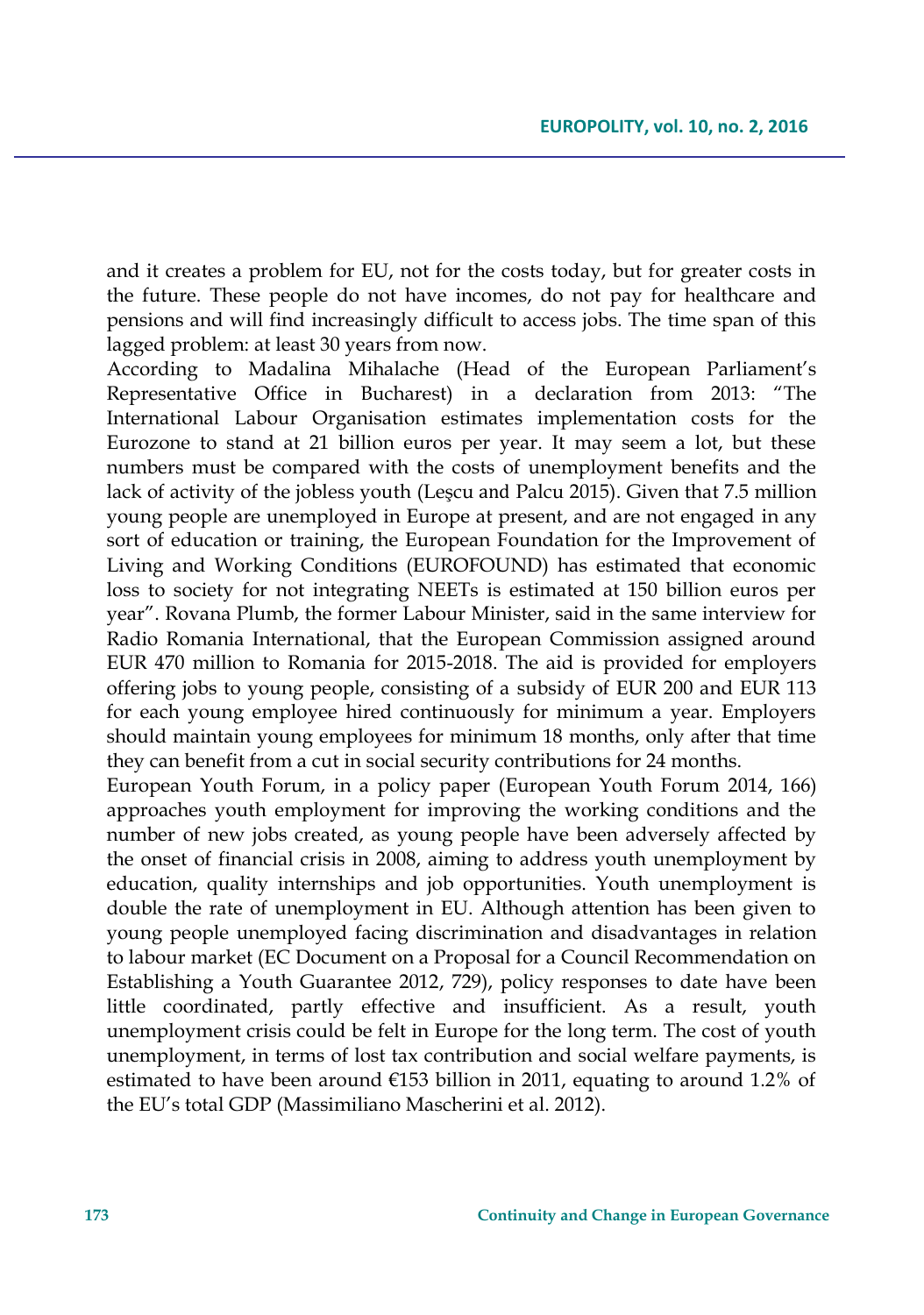and it creates a problem for EU, not for the costs today, but for greater costs in the future. These people do not have incomes, do not pay for healthcare and pensions and will find increasingly difficult to access jobs. The time span of this lagged problem: at least 30 years from now.

According to Madalina Mihalache (Head of the European Parliament's Representative Office in Bucharest) in a declaration from 2013: "The International Labour Organisation estimates implementation costs for the Eurozone to stand at 21 billion euros per year. It may seem a lot, but these numbers must be compared with the costs of unemployment benefits and the lack of activity of the jobless youth (Leşcu and Palcu 2015). Given that 7.5 million young people are unemployed in Europe at present, and are not engaged in any sort of education or training, the European Foundation for the Improvement of Living and Working Conditions (EUROFOUND) has estimated that economic loss to society for not integrating NEETs is estimated at 150 billion euros per year". Rovana Plumb, the former Labour Minister, said in the same interview for Radio Romania International, that the European Commission assigned around EUR 470 million to Romania for 2015-2018. The aid is provided for employers offering jobs to young people, consisting of a subsidy of EUR 200 and EUR 113 for each young employee hired continuously for minimum a year. Employers should maintain young employees for minimum 18 months, only after that time they can benefit from a cut in social security contributions for 24 months.

European Youth Forum, in a policy paper (European Youth Forum 2014, 166) approaches youth employment for improving the working conditions and the number of new jobs created, as young people have been adversely affected by the onset of financial crisis in 2008, aiming to address youth unemployment by education, quality internships and job opportunities. Youth unemployment is double the rate of unemployment in EU. Although attention has been given to young people unemployed facing discrimination and disadvantages in relation to labour market (EC Document on a Proposal for a Council Recommendation on Establishing a Youth Guarantee 2012, 729), policy responses to date have been little coordinated, partly effective and insufficient. As a result, youth unemployment crisis could be felt in Europe for the long term. The cost of youth unemployment, in terms of lost tax contribution and social welfare payments, is estimated to have been around €153 billion in 2011, equating to around 1.2% of the EU's total GDP (Massimiliano Mascherini et al. 2012).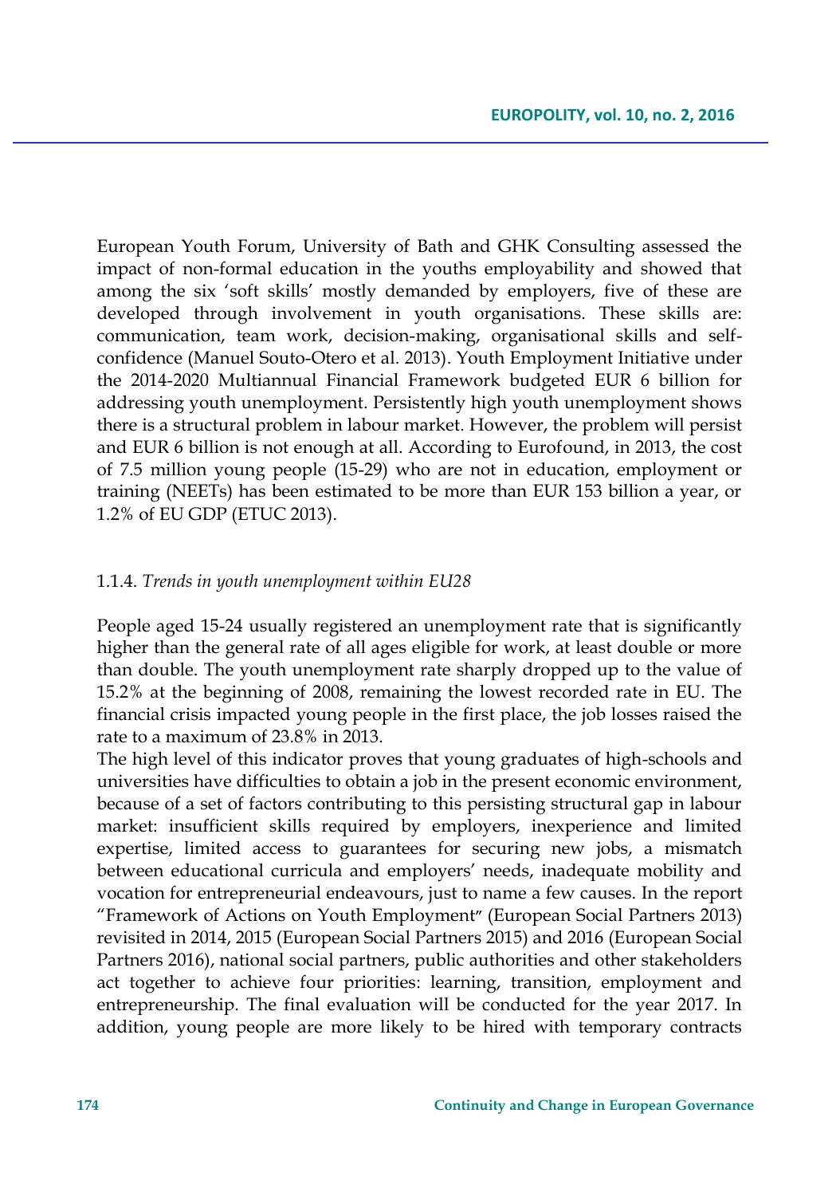European Youth Forum, University of Bath and GHK Consulting assessed the impact of non-formal education in the youths employability and showed that among the six 'soft skills' mostly demanded by employers, five of these are developed through involvement in youth organisations. These skills are: communication, team work, decision-making, organisational skills and self-confidence (Manuel Souto-Otero et al. 2013). Youth Employment Initiative under the 2014-2020 Multiannual Financial Framework budgeted EUR 6 billion for addressing youth unemployment. Persistently high youth unemployment shows there is a structural problem in labour market. However, the problem will persist and EUR 6 billion is not enough at all. According to Eurofound, in 2013, the cost of 7.5 million young people (15-29) who are not in education, employment or training (NEETs) has been estimated to be more than EUR 153 billion a year, or 1.2% of EU GDP (ETUC 2013).

#### 1.1.4. *Trends in youth unemployment within EU28*

People aged 15-24 usually registered an unemployment rate that is significantly higher than the general rate of all ages eligible for work, at least double or more than double. The youth unemployment rate sharply dropped up to the value of 15.2% at the beginning of 2008, remaining the lowest recorded rate in EU. The financial crisis impacted young people in the first place, the job losses raised the rate to a maximum of 23.8% in 2013.

The high level of this indicator proves that young graduates of high-schools and universities have difficulties to obtain a job in the present economic environment, because of a set of factors contributing to this persisting structural gap in labour market: insufficient skills required by employers, inexperience and limited expertise, limited access to guarantees for securing new jobs, a mismatch between educational curricula and employers' needs, inadequate mobility and vocation for entrepreneurial endeavours, just to name a few causes. In the report "Framework of Actions on Youth Employment" (European Social Partners 2013) revisited in 2014, 2015 (European Social Partners 2015) and 2016 (European Social Partners 2016), national social partners, public authorities and other stakeholders act together to achieve four priorities: learning, transition, employment and entrepreneurship. The final evaluation will be conducted for the year 2017. In addition, young people are more likely to be hired with temporary contracts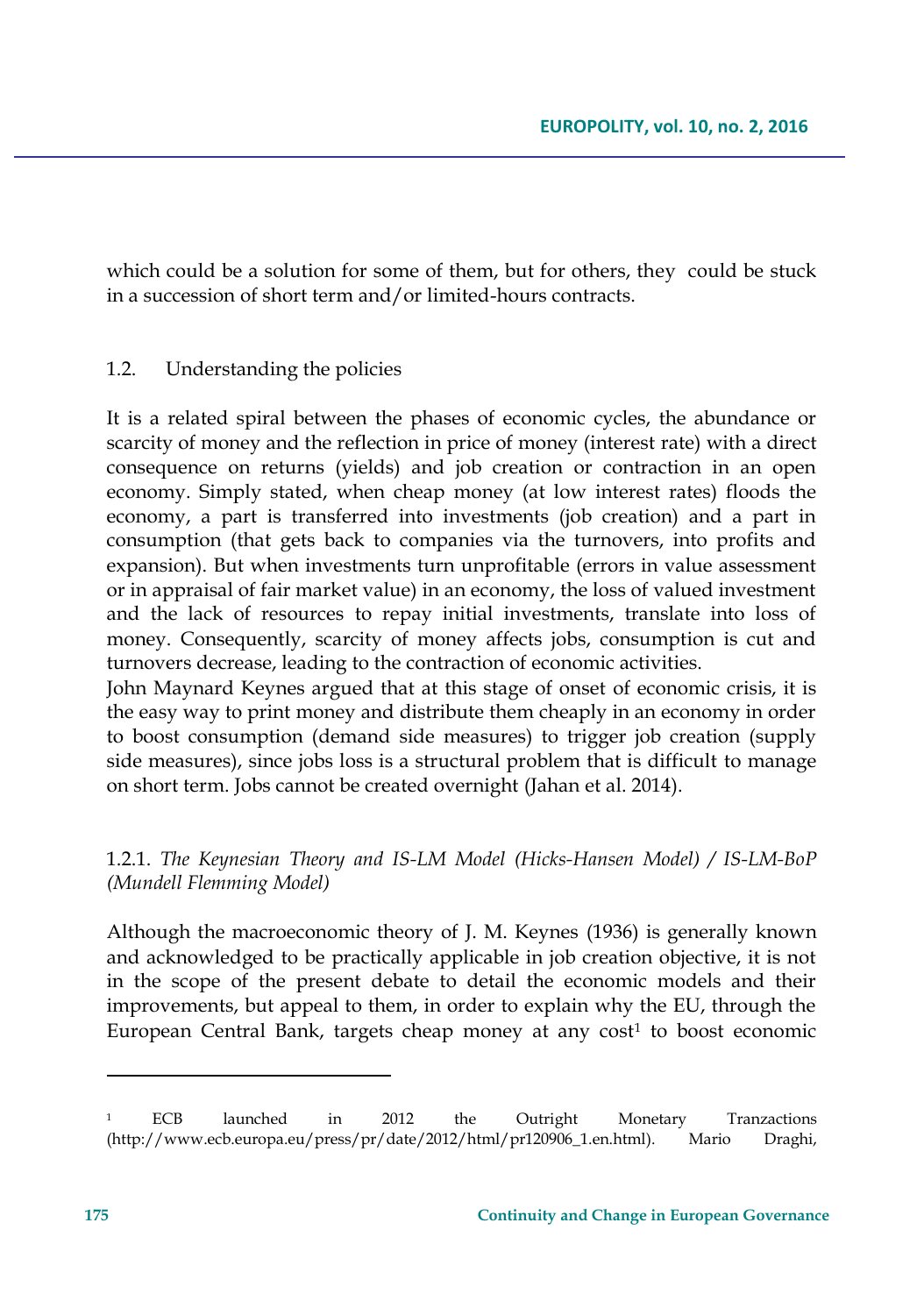which could be a solution for some of them, but for others, they could be stuck in a succession of short term and/or limited-hours contracts.

### 1.2. Understanding the policies

It is a related spiral between the phases of economic cycles, the abundance or scarcity of money and the reflection in price of money (interest rate) with a direct consequence on returns (yields) and job creation or contraction in an open economy. Simply stated, when cheap money (at low interest rates) floods the economy, a part is transferred into investments (job creation) and a part in consumption (that gets back to companies via the turnovers, into profits and expansion). But when investments turn unprofitable (errors in value assessment or in appraisal of fair market value) in an economy, the loss of valued investment and the lack of resources to repay initial investments, translate into loss of money. Consequently, scarcity of money affects jobs, consumption is cut and turnovers decrease, leading to the contraction of economic activities.

John Maynard Keynes argued that at this stage of onset of economic crisis, it is the easy way to print money and distribute them cheaply in an economy in order to boost consumption (demand side measures) to trigger job creation (supply side measures), since jobs loss is a structural problem that is difficult to manage on short term. Jobs cannot be created overnight (Jahan et al. 2014).

#### 1.2.1. *The Keynesian Theory and IS-LM Model (Hicks-Hansen Model) / IS-LM-BoP (Mundell Flemming Model)*

Although the macroeconomic theory of J. M. Keynes (1936) is generally known and acknowledged to be practically applicable in job creation objective, it is not in the scope of the present debate to detail the economic models and their improvements, but appeal to them, in order to explain why the EU, through the European Central Bank, targets cheap money at any cost[1] to boost economic

---

[1] ECB launched in 2012 the Outright Monetary Tranzactions (http://www.ecb.europa.eu/press/pr/date/2012/html/pr120906_1.en.html). Mario Draghi,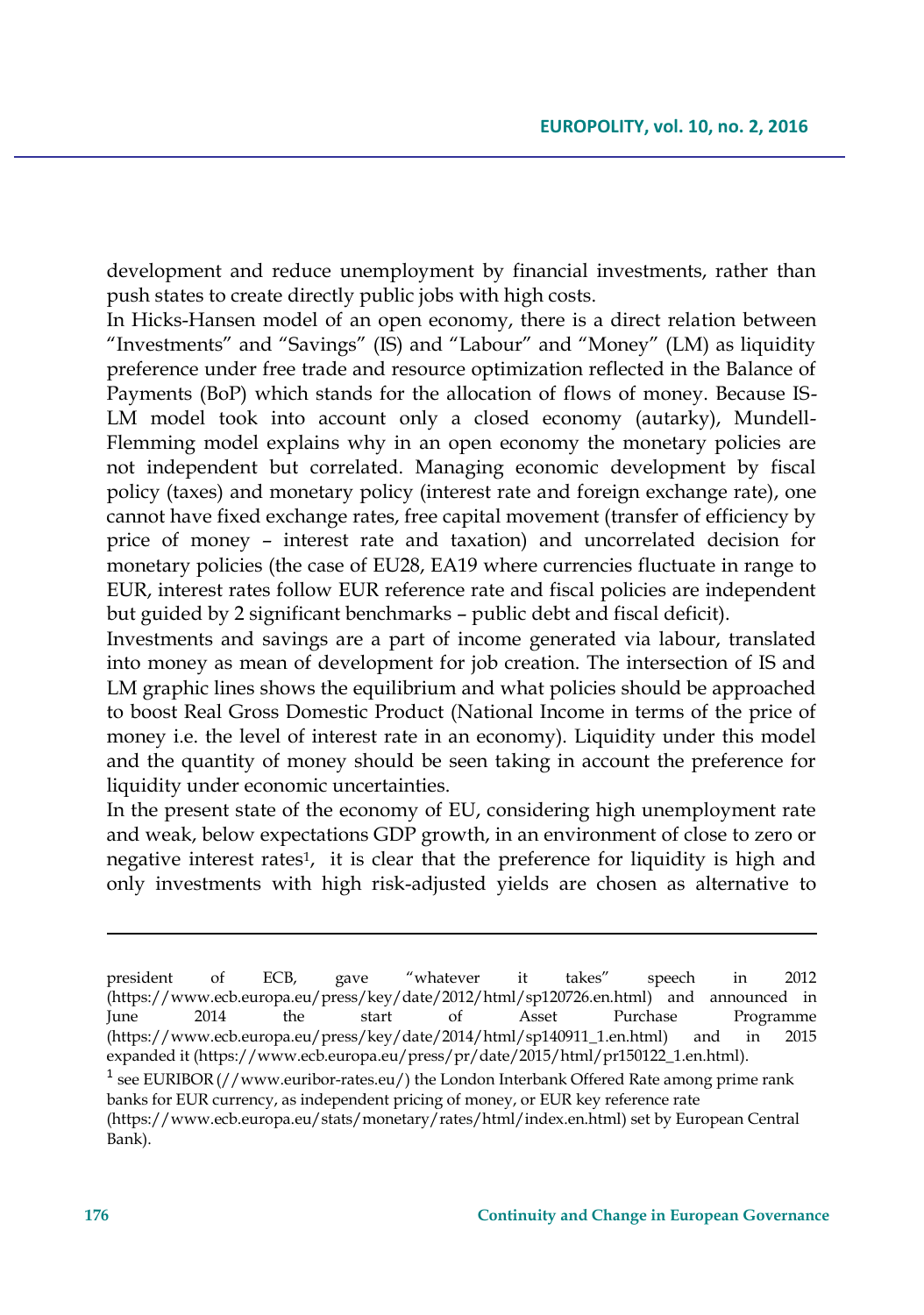development and reduce unemployment by financial investments, rather than push states to create directly public jobs with high costs.

In Hicks-Hansen model of an open economy, there is a direct relation between "Investments" and "Savings" (IS) and "Labour" and "Money" (LM) as liquidity preference under free trade and resource optimization reflected in the Balance of Payments (BoP) which stands for the allocation of flows of money. Because IS-LM model took into account only a closed economy (autarky), Mundell-Flemming model explains why in an open economy the monetary policies are not independent but correlated. Managing economic development by fiscal policy (taxes) and monetary policy (interest rate and foreign exchange rate), one cannot have fixed exchange rates, free capital movement (transfer of efficiency by price of money – interest rate and taxation) and uncorrelated decision for monetary policies (the case of EU28, EA19 where currencies fluctuate in range to EUR, interest rates follow EUR reference rate and fiscal policies are independent but guided by 2 significant benchmarks – public debt and fiscal deficit).

Investments and savings are a part of income generated via labour, translated into money as mean of development for job creation. The intersection of IS and LM graphic lines shows the equilibrium and what policies should be approached to boost Real Gross Domestic Product (National Income in terms of the price of money i.e. the level of interest rate in an economy). Liquidity under this model and the quantity of money should be seen taking in account the preference for liquidity under economic uncertainties.

In the present state of the economy of EU, considering high unemployment rate and weak, below expectations GDP growth, in an environment of close to zero or negative interest rates[1], it is clear that the preference for liquidity is high and only investments with high risk-adjusted yields are chosen as alternative to

---

president of ECB, gave "whatever it takes" speech in 2012 (https://www.ecb.europa.eu/press/key/date/2012/html/sp120726.en.html) and announced in June 2014 the start of Asset Purchase Programme (https://www.ecb.europa.eu/press/key/date/2014/html/sp140911_1.en.html) and in 2015 expanded it (https://www.ecb.europa.eu/press/pr/date/2015/html/pr150122_1.en.html).

[1] see EURIBOR (//www.euribor-rates.eu/) the London Interbank Offered Rate among prime rank banks for EUR currency, as independent pricing of money, or EUR key reference rate (https://www.ecb.europa.eu/stats/monetary/rates/html/index.en.html) set by European Central Bank).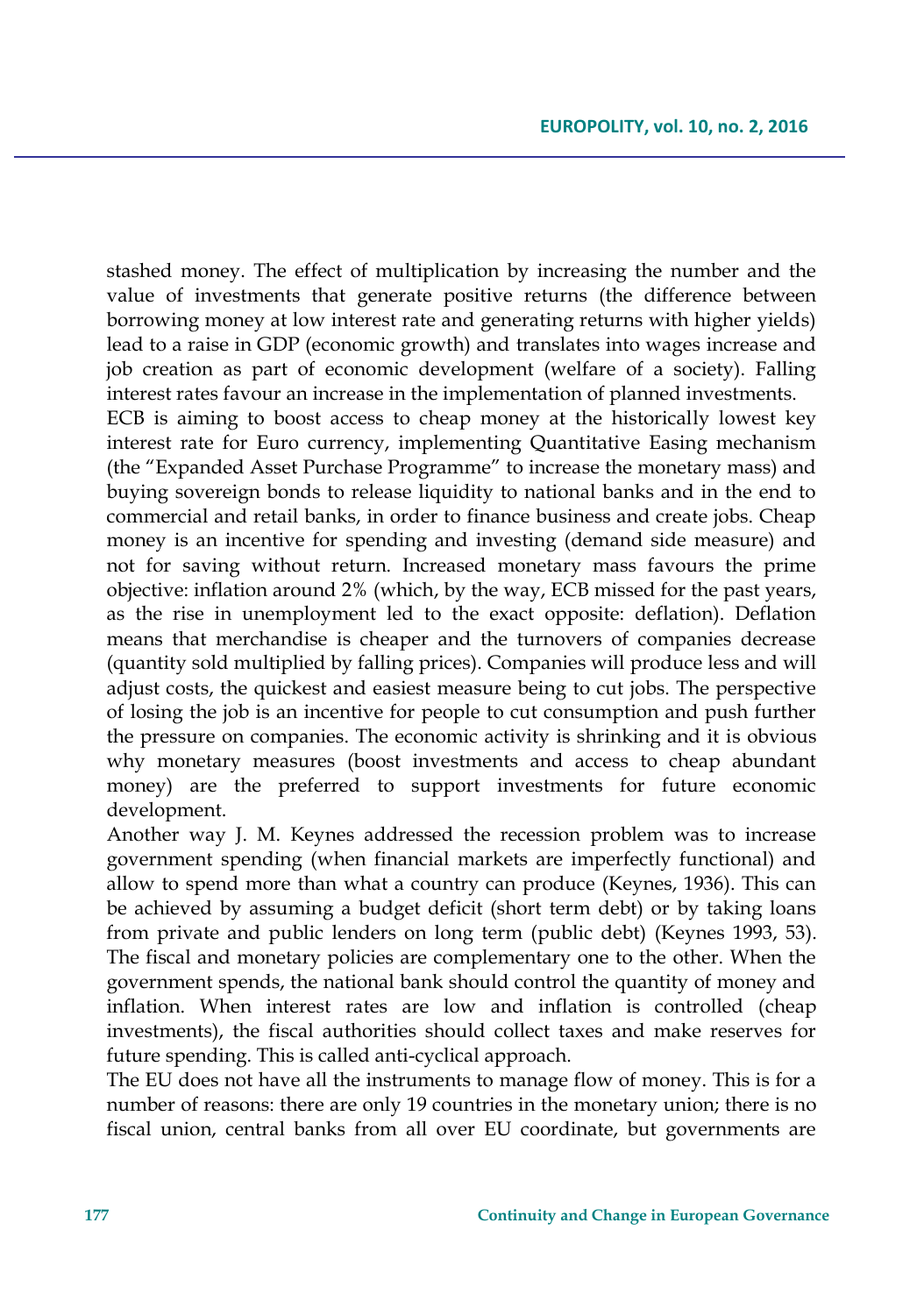stashed money. The effect of multiplication by increasing the number and the value of investments that generate positive returns (the difference between borrowing money at low interest rate and generating returns with higher yields) lead to a raise in GDP (economic growth) and translates into wages increase and job creation as part of economic development (welfare of a society). Falling interest rates favour an increase in the implementation of planned investments.

ECB is aiming to boost access to cheap money at the historically lowest key interest rate for Euro currency, implementing Quantitative Easing mechanism (the "Expanded Asset Purchase Programme" to increase the monetary mass) and buying sovereign bonds to release liquidity to national banks and in the end to commercial and retail banks, in order to finance business and create jobs. Cheap money is an incentive for spending and investing (demand side measure) and not for saving without return. Increased monetary mass favours the prime objective: inflation around 2% (which, by the way, ECB missed for the past years, as the rise in unemployment led to the exact opposite: deflation). Deflation means that merchandise is cheaper and the turnovers of companies decrease (quantity sold multiplied by falling prices). Companies will produce less and will adjust costs, the quickest and easiest measure being to cut jobs. The perspective of losing the job is an incentive for people to cut consumption and push further the pressure on companies. The economic activity is shrinking and it is obvious why monetary measures (boost investments and access to cheap abundant money) are the preferred to support investments for future economic development.

Another way J. M. Keynes addressed the recession problem was to increase government spending (when financial markets are imperfectly functional) and allow to spend more than what a country can produce (Keynes, 1936). This can be achieved by assuming a budget deficit (short term debt) or by taking loans from private and public lenders on long term (public debt) (Keynes 1993, 53). The fiscal and monetary policies are complementary one to the other. When the government spends, the national bank should control the quantity of money and inflation. When interest rates are low and inflation is controlled (cheap investments), the fiscal authorities should collect taxes and make reserves for future spending. This is called anti-cyclical approach.

The EU does not have all the instruments to manage flow of money. This is for a number of reasons: there are only 19 countries in the monetary union; there is no fiscal union, central banks from all over EU coordinate, but governments are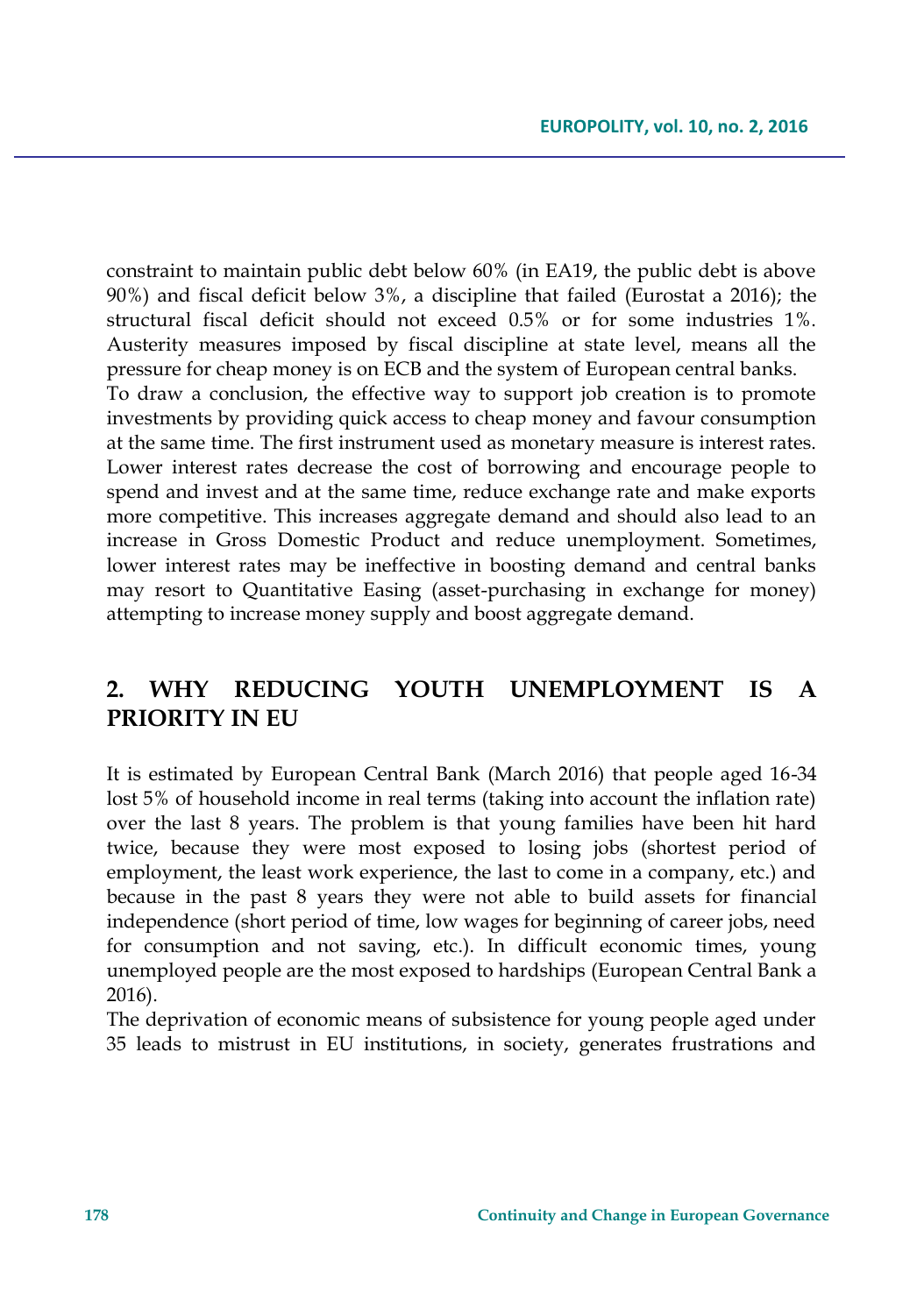constraint to maintain public debt below 60% (in EA19, the public debt is above 90%) and fiscal deficit below 3%, a discipline that failed (Eurostat a 2016); the structural fiscal deficit should not exceed 0.5% or for some industries 1%. Austerity measures imposed by fiscal discipline at state level, means all the pressure for cheap money is on ECB and the system of European central banks.

To draw a conclusion, the effective way to support job creation is to promote investments by providing quick access to cheap money and favour consumption at the same time. The first instrument used as monetary measure is interest rates. Lower interest rates decrease the cost of borrowing and encourage people to spend and invest and at the same time, reduce exchange rate and make exports more competitive. This increases aggregate demand and should also lead to an increase in Gross Domestic Product and reduce unemployment. Sometimes, lower interest rates may be ineffective in boosting demand and central banks may resort to Quantitative Easing (asset-purchasing in exchange for money) attempting to increase money supply and boost aggregate demand.

## 2. WHY REDUCING YOUTH UNEMPLOYMENT IS A PRIORITY IN EU

It is estimated by European Central Bank (March 2016) that people aged 16-34 lost 5% of household income in real terms (taking into account the inflation rate) over the last 8 years. The problem is that young families have been hit hard twice, because they were most exposed to losing jobs (shortest period of employment, the least work experience, the last to come in a company, etc.) and because in the past 8 years they were not able to build assets for financial independence (short period of time, low wages for beginning of career jobs, need for consumption and not saving, etc.). In difficult economic times, young unemployed people are the most exposed to hardships (European Central Bank a 2016).

The deprivation of economic means of subsistence for young people aged under 35 leads to mistrust in EU institutions, in society, generates frustrations and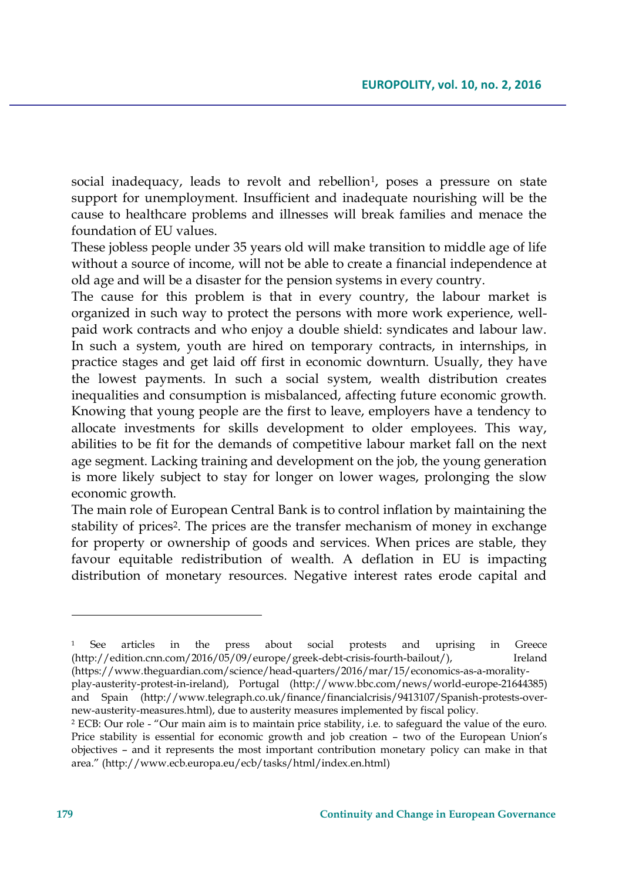social inadequacy, leads to revolt and rebellion[1], poses a pressure on state support for unemployment. Insufficient and inadequate nourishing will be the cause to healthcare problems and illnesses will break families and menace the foundation of EU values.

These jobless people under 35 years old will make transition to middle age of life without a source of income, will not be able to create a financial independence at old age and will be a disaster for the pension systems in every country.

The cause for this problem is that in every country, the labour market is organized in such way to protect the persons with more work experience, well-paid work contracts and who enjoy a double shield: syndicates and labour law. In such a system, youth are hired on temporary contracts, in internships, in practice stages and get laid off first in economic downturn. Usually, they have the lowest payments. In such a social system, wealth distribution creates inequalities and consumption is misbalanced, affecting future economic growth. Knowing that young people are the first to leave, employers have a tendency to allocate investments for skills development to older employees. This way, abilities to be fit for the demands of competitive labour market fall on the next age segment. Lacking training and development on the job, the young generation is more likely subject to stay for longer on lower wages, prolonging the slow economic growth.

The main role of European Central Bank is to control inflation by maintaining the stability of prices[2]. The prices are the transfer mechanism of money in exchange for property or ownership of goods and services. When prices are stable, they favour equitable redistribution of wealth. A deflation in EU is impacting distribution of monetary resources. Negative interest rates erode capital and

---

[1] See articles in the press about social protests and uprising in Greece (http://edition.cnn.com/2016/05/09/europe/greek-debt-crisis-fourth-bailout/), Ireland (https://www.theguardian.com/science/head-quarters/2016/mar/15/economics-as-a-morality-play-austerity-protest-in-ireland), Portugal (http://www.bbc.com/news/world-europe-21644385) and Spain (http://www.telegraph.co.uk/finance/financialcrisis/9413107/Spanish-protests-over-new-austerity-measures.html), due to austerity measures implemented by fiscal policy.

[2] ECB: Our role - "Our main aim is to maintain price stability, i.e. to safeguard the value of the euro. Price stability is essential for economic growth and job creation – two of the European Union's objectives – and it represents the most important contribution monetary policy can make in that area." (http://www.ecb.europa.eu/ecb/tasks/html/index.en.html)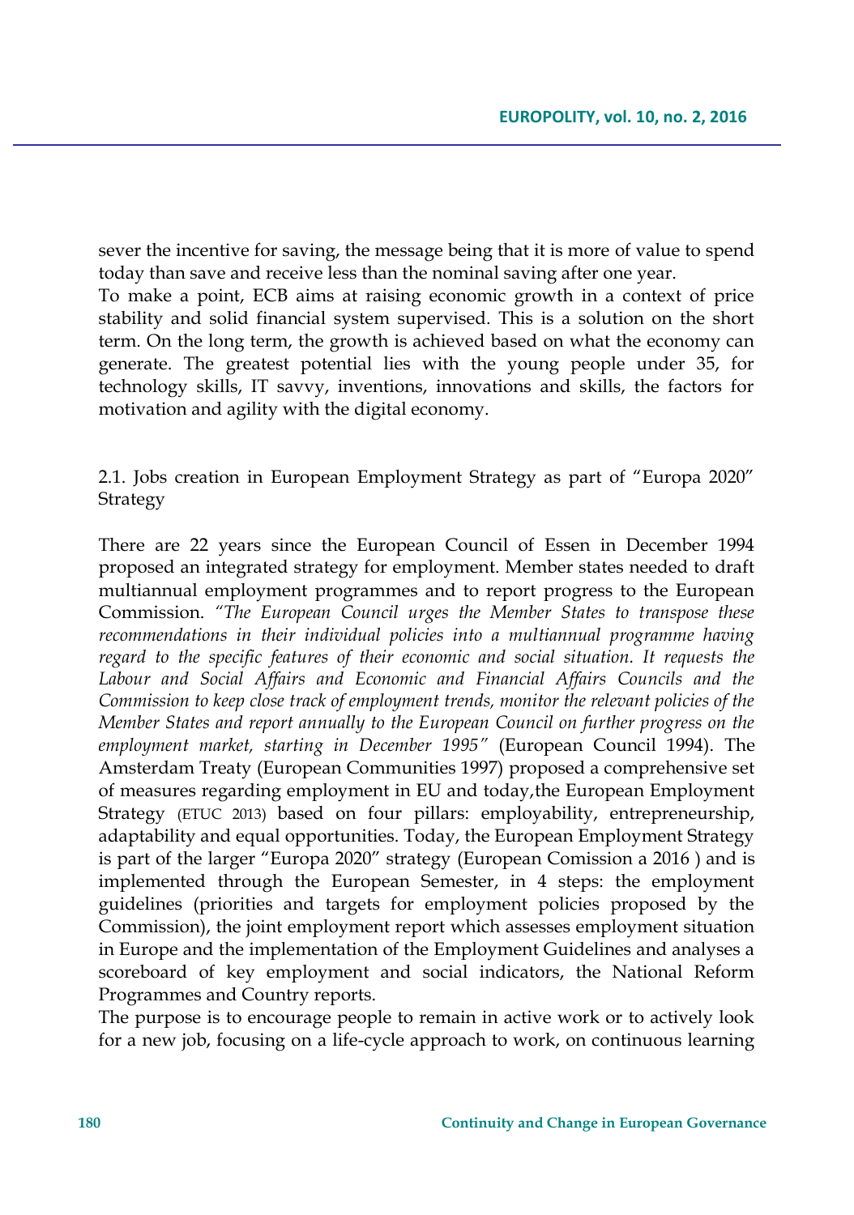sever the incentive for saving, the message being that it is more of value to spend today than save and receive less than the nominal saving after one year.

To make a point, ECB aims at raising economic growth in a context of price stability and solid financial system supervised. This is a solution on the short term. On the long term, the growth is achieved based on what the economy can generate. The greatest potential lies with the young people under 35, for technology skills, IT savvy, inventions, innovations and skills, the factors for motivation and agility with the digital economy.

### 2.1. Jobs creation in European Employment Strategy as part of "Europa 2020" Strategy

There are 22 years since the European Council of Essen in December 1994 proposed an integrated strategy for employment. Member states needed to draft multiannual employment programmes and to report progress to the European Commission. *"The European Council urges the Member States to transpose these recommendations in their individual policies into a multiannual programme having regard to the specific features of their economic and social situation. It requests the Labour and Social Affairs and Economic and Financial Affairs Councils and the Commission to keep close track of employment trends, monitor the relevant policies of the Member States and report annually to the European Council on further progress on the employment market, starting in December 1995"* (European Council 1994). The Amsterdam Treaty (European Communities 1997) proposed a comprehensive set of measures regarding employment in EU and today,the European Employment Strategy (ETUC 2013) based on four pillars: employability, entrepreneurship, adaptability and equal opportunities. Today, the European Employment Strategy is part of the larger "Europa 2020" strategy (European Comission a 2016 ) and is implemented through the European Semester, in 4 steps: the employment guidelines (priorities and targets for employment policies proposed by the Commission), the joint employment report which assesses employment situation in Europe and the implementation of the Employment Guidelines and analyses a scoreboard of key employment and social indicators, the National Reform Programmes and Country reports.

The purpose is to encourage people to remain in active work or to actively look for a new job, focusing on a life-cycle approach to work, on continuous learning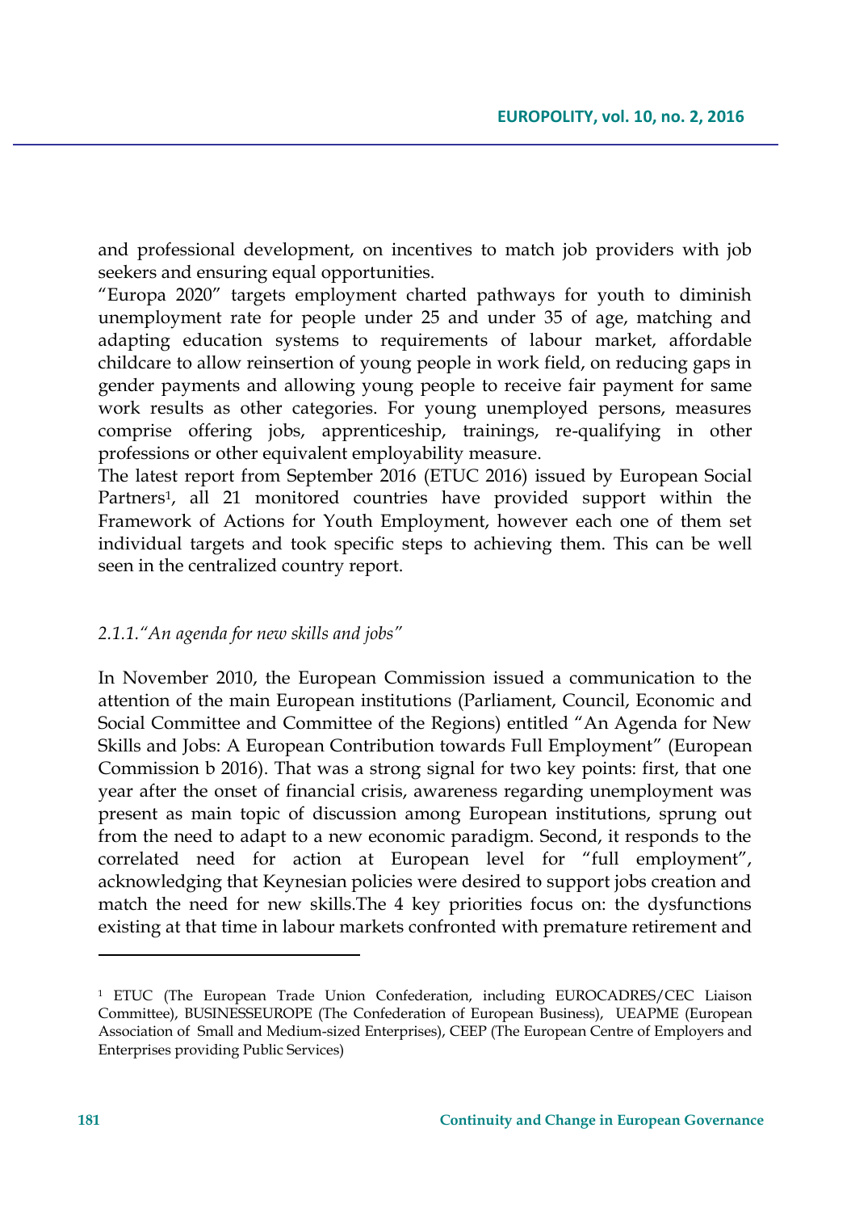and professional development, on incentives to match job providers with job seekers and ensuring equal opportunities.

"Europa 2020" targets employment charted pathways for youth to diminish unemployment rate for people under 25 and under 35 of age, matching and adapting education systems to requirements of labour market, affordable childcare to allow reinsertion of young people in work field, on reducing gaps in gender payments and allowing young people to receive fair payment for same work results as other categories. For young unemployed persons, measures comprise offering jobs, apprenticeship, trainings, re-qualifying in other professions or other equivalent employability measure.

The latest report from September 2016 (ETUC 2016) issued by European Social Partners[1], all 21 monitored countries have provided support within the Framework of Actions for Youth Employment, however each one of them set individual targets and took specific steps to achieving them. This can be well seen in the centralized country report.

### *2.1.1."An agenda for new skills and jobs"*

In November 2010, the European Commission issued a communication to the attention of the main European institutions (Parliament, Council, Economic and Social Committee and Committee of the Regions) entitled "An Agenda for New Skills and Jobs: A European Contribution towards Full Employment" (European Commission b 2016). That was a strong signal for two key points: first, that one year after the onset of financial crisis, awareness regarding unemployment was present as main topic of discussion among European institutions, sprung out from the need to adapt to a new economic paradigm. Second, it responds to the correlated need for action at European level for "full employment", acknowledging that Keynesian policies were desired to support jobs creation and match the need for new skills.The 4 key priorities focus on: the dysfunctions existing at that time in labour markets confronted with premature retirement and

[1] ETUC (The European Trade Union Confederation, including EUROCADRES/CEC Liaison Committee), BUSINESSEUROPE (The Confederation of European Business), UEAPME (European Association of Small and Medium-sized Enterprises), CEEP (The European Centre of Employers and Enterprises providing Public Services)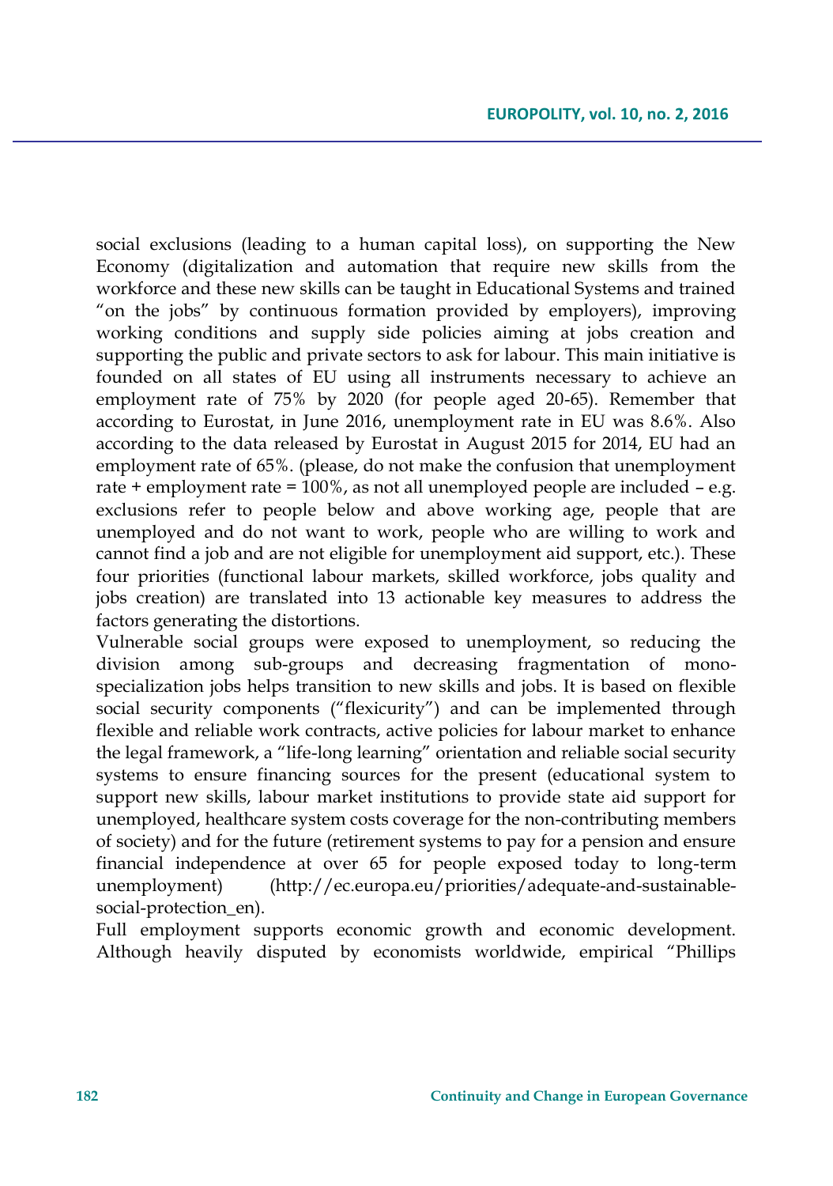social exclusions (leading to a human capital loss), on supporting the New Economy (digitalization and automation that require new skills from the workforce and these new skills can be taught in Educational Systems and trained "on the jobs" by continuous formation provided by employers), improving working conditions and supply side policies aiming at jobs creation and supporting the public and private sectors to ask for labour. This main initiative is founded on all states of EU using all instruments necessary to achieve an employment rate of 75% by 2020 (for people aged 20-65). Remember that according to Eurostat, in June 2016, unemployment rate in EU was 8.6%. Also according to the data released by Eurostat in August 2015 for 2014, EU had an employment rate of 65%. (please, do not make the confusion that unemployment rate + employment rate = 100%, as not all unemployed people are included – e.g. exclusions refer to people below and above working age, people that are unemployed and do not want to work, people who are willing to work and cannot find a job and are not eligible for unemployment aid support, etc.). These four priorities (functional labour markets, skilled workforce, jobs quality and jobs creation) are translated into 13 actionable key measures to address the factors generating the distortions.

Vulnerable social groups were exposed to unemployment, so reducing the division among sub-groups and decreasing fragmentation of mono-specialization jobs helps transition to new skills and jobs. It is based on flexible social security components ("flexicurity") and can be implemented through flexible and reliable work contracts, active policies for labour market to enhance the legal framework, a "life-long learning" orientation and reliable social security systems to ensure financing sources for the present (educational system to support new skills, labour market institutions to provide state aid support for unemployed, healthcare system costs coverage for the non-contributing members of society) and for the future (retirement systems to pay for a pension and ensure financial independence at over 65 for people exposed today to long-term unemployment) (http://ec.europa.eu/priorities/adequate-and-sustainable-social-protection_en).

Full employment supports economic growth and economic development. Although heavily disputed by economists worldwide, empirical "Phillips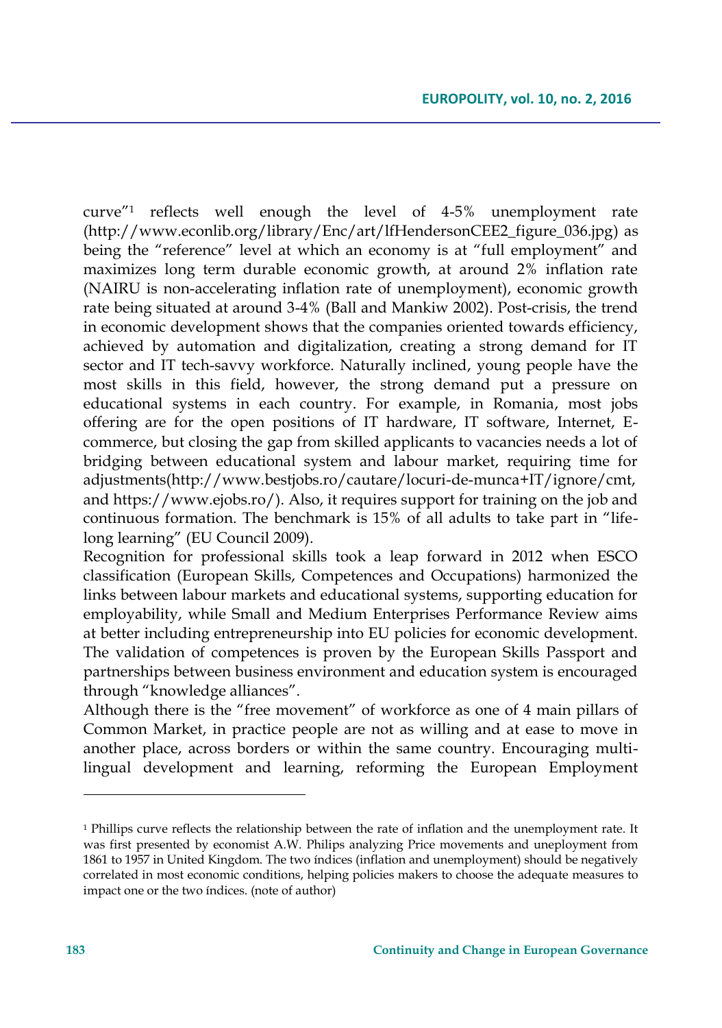curve"[1] reflects well enough the level of 4-5% unemployment rate (http://www.econlib.org/library/Enc/art/lfHendersonCEE2_figure_036.jpg) as being the "reference" level at which an economy is at "full employment" and maximizes long term durable economic growth, at around 2% inflation rate (NAIRU is non-accelerating inflation rate of unemployment), economic growth rate being situated at around 3-4% (Ball and Mankiw 2002). Post-crisis, the trend in economic development shows that the companies oriented towards efficiency, achieved by automation and digitalization, creating a strong demand for IT sector and IT tech-savvy workforce. Naturally inclined, young people have the most skills in this field, however, the strong demand put a pressure on educational systems in each country. For example, in Romania, most jobs offering are for the open positions of IT hardware, IT software, Internet, E-commerce, but closing the gap from skilled applicants to vacancies needs a lot of bridging between educational system and labour market, requiring time for adjustments(http://www.bestjobs.ro/cautare/locuri-de-munca+IT/ignore/cmt, and https://www.ejobs.ro/). Also, it requires support for training on the job and continuous formation. The benchmark is 15% of all adults to take part in "life-long learning" (EU Council 2009).

Recognition for professional skills took a leap forward in 2012 when ESCO classification (European Skills, Competences and Occupations) harmonized the links between labour markets and educational systems, supporting education for employability, while Small and Medium Enterprises Performance Review aims at better including entrepreneurship into EU policies for economic development. The validation of competences is proven by the European Skills Passport and partnerships between business environment and education system is encouraged through "knowledge alliances".

Although there is the "free movement" of workforce as one of 4 main pillars of Common Market, in practice people are not as willing and at ease to move in another place, across borders or within the same country. Encouraging multi-lingual development and learning, reforming the European Employment

---

[1] Phillips curve reflects the relationship between the rate of inflation and the unemployment rate. It was first presented by economist A.W. Philips analyzing Price movements and uneployment from 1861 to 1957 in United Kingdom. The two índices (inflation and unemployment) should be negatively correlated in most economic conditions, helping policies makers to choose the adequate measures to impact one or the two índices. (note of author)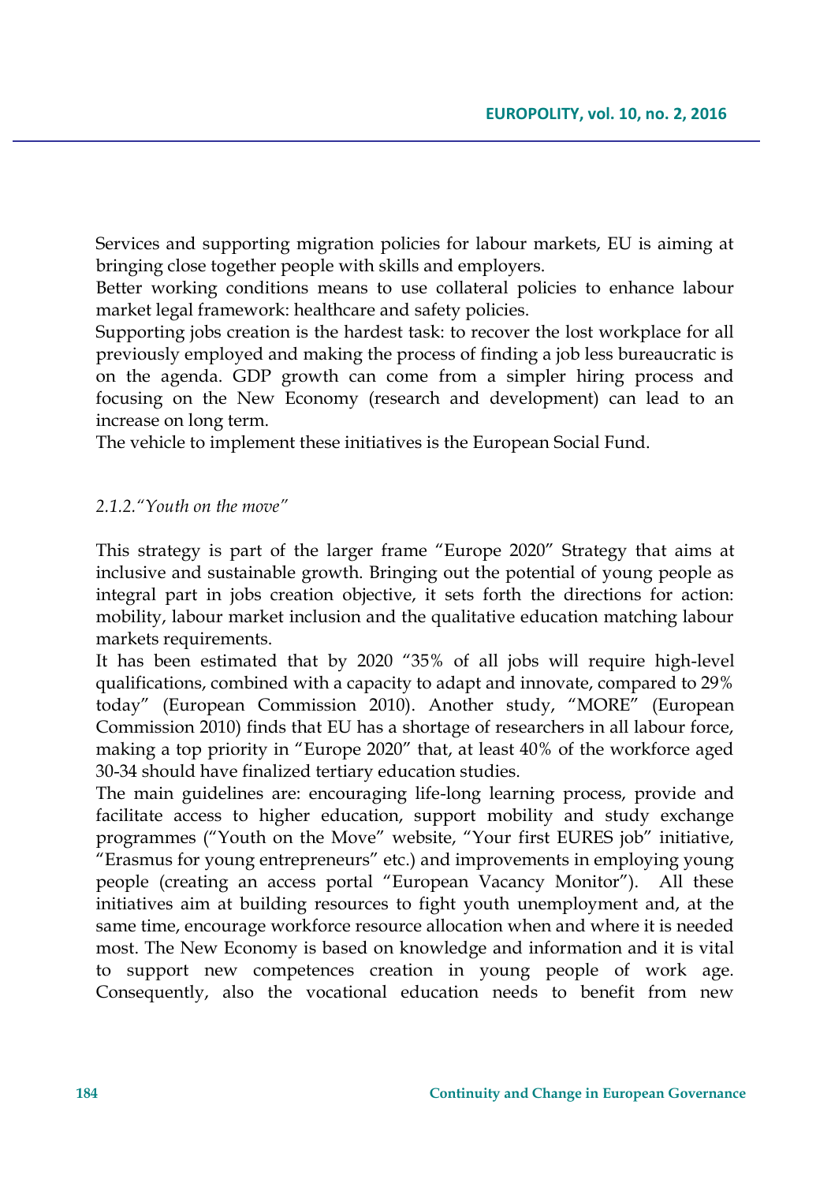Services and supporting migration policies for labour markets, EU is aiming at bringing close together people with skills and employers.

Better working conditions means to use collateral policies to enhance labour market legal framework: healthcare and safety policies.

Supporting jobs creation is the hardest task: to recover the lost workplace for all previously employed and making the process of finding a job less bureaucratic is on the agenda. GDP growth can come from a simpler hiring process and focusing on the New Economy (research and development) can lead to an increase on long term.

The vehicle to implement these initiatives is the European Social Fund.

### *2.1.2.“Youth on the move”*

This strategy is part of the larger frame “Europe 2020” Strategy that aims at inclusive and sustainable growth. Bringing out the potential of young people as integral part in jobs creation objective, it sets forth the directions for action: mobility, labour market inclusion and the qualitative education matching labour markets requirements.

It has been estimated that by 2020 “35% of all jobs will require high-level qualifications, combined with a capacity to adapt and innovate, compared to 29% today” (European Commission 2010). Another study, “MORE” (European Commission 2010) finds that EU has a shortage of researchers in all labour force, making a top priority in “Europe 2020” that, at least 40% of the workforce aged 30-34 should have finalized tertiary education studies.

The main guidelines are: encouraging life-long learning process, provide and facilitate access to higher education, support mobility and study exchange programmes (“Youth on the Move” website, “Your first EURES job” initiative, “Erasmus for young entrepreneurs” etc.) and improvements in employing young people (creating an access portal “European Vacancy Monitor”). All these initiatives aim at building resources to fight youth unemployment and, at the same time, encourage workforce resource allocation when and where it is needed most. The New Economy is based on knowledge and information and it is vital to support new competences creation in young people of work age. Consequently, also the vocational education needs to benefit from new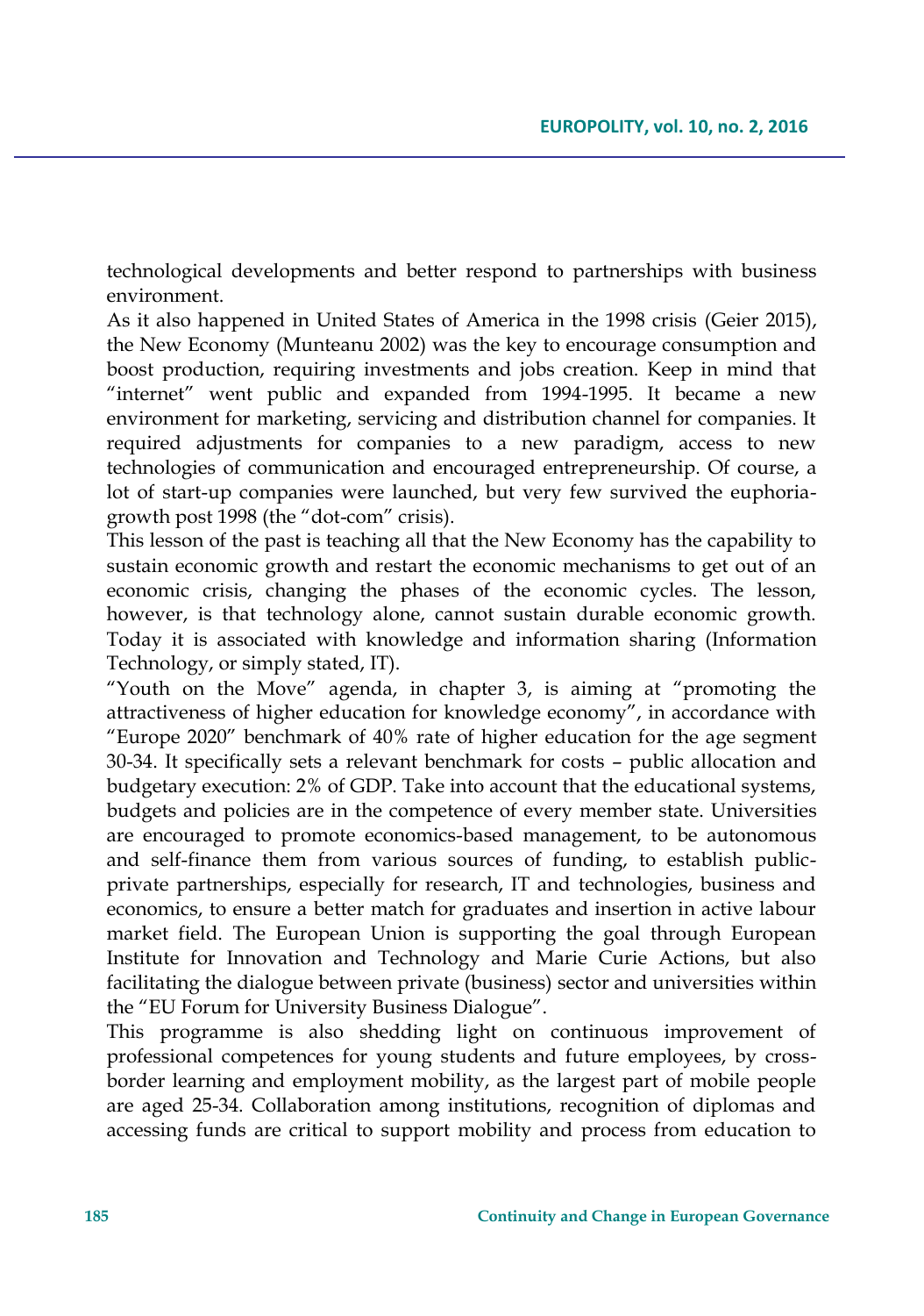technological developments and better respond to partnerships with business environment.

As it also happened in United States of America in the 1998 crisis (Geier 2015), the New Economy (Munteanu 2002) was the key to encourage consumption and boost production, requiring investments and jobs creation. Keep in mind that "internet" went public and expanded from 1994-1995. It became a new environment for marketing, servicing and distribution channel for companies. It required adjustments for companies to a new paradigm, access to new technologies of communication and encouraged entrepreneurship. Of course, a lot of start-up companies were launched, but very few survived the euphoria-growth post 1998 (the "dot-com" crisis).

This lesson of the past is teaching all that the New Economy has the capability to sustain economic growth and restart the economic mechanisms to get out of an economic crisis, changing the phases of the economic cycles. The lesson, however, is that technology alone, cannot sustain durable economic growth. Today it is associated with knowledge and information sharing (Information Technology, or simply stated, IT).

"Youth on the Move" agenda, in chapter 3, is aiming at "promoting the attractiveness of higher education for knowledge economy", in accordance with "Europe 2020" benchmark of 40% rate of higher education for the age segment 30-34. It specifically sets a relevant benchmark for costs – public allocation and budgetary execution: 2% of GDP. Take into account that the educational systems, budgets and policies are in the competence of every member state. Universities are encouraged to promote economics-based management, to be autonomous and self-finance them from various sources of funding, to establish public-private partnerships, especially for research, IT and technologies, business and economics, to ensure a better match for graduates and insertion in active labour market field. The European Union is supporting the goal through European Institute for Innovation and Technology and Marie Curie Actions, but also facilitating the dialogue between private (business) sector and universities within the "EU Forum for University Business Dialogue".

This programme is also shedding light on continuous improvement of professional competences for young students and future employees, by cross-border learning and employment mobility, as the largest part of mobile people are aged 25-34. Collaboration among institutions, recognition of diplomas and accessing funds are critical to support mobility and process from education to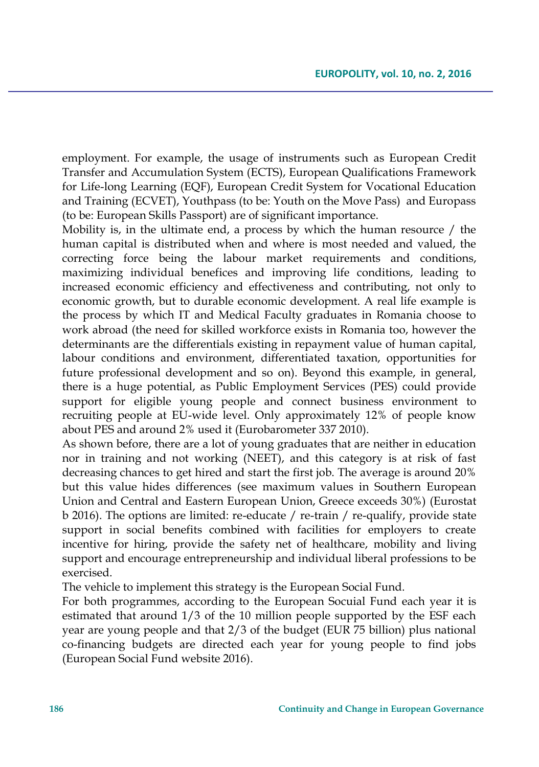employment. For example, the usage of instruments such as European Credit Transfer and Accumulation System (ECTS), European Qualifications Framework for Life-long Learning (EQF), European Credit System for Vocational Education and Training (ECVET), Youthpass (to be: Youth on the Move Pass) and Europass (to be: European Skills Passport) are of significant importance.

Mobility is, in the ultimate end, a process by which the human resource / the human capital is distributed when and where is most needed and valued, the correcting force being the labour market requirements and conditions, maximizing individual benefices and improving life conditions, leading to increased economic efficiency and effectiveness and contributing, not only to economic growth, but to durable economic development. A real life example is the process by which IT and Medical Faculty graduates in Romania choose to work abroad (the need for skilled workforce exists in Romania too, however the determinants are the differentials existing in repayment value of human capital, labour conditions and environment, differentiated taxation, opportunities for future professional development and so on). Beyond this example, in general, there is a huge potential, as Public Employment Services (PES) could provide support for eligible young people and connect business environment to recruiting people at EU-wide level. Only approximately 12% of people know about PES and around 2% used it (Eurobarometer 337 2010).

As shown before, there are a lot of young graduates that are neither in education nor in training and not working (NEET), and this category is at risk of fast decreasing chances to get hired and start the first job. The average is around 20% but this value hides differences (see maximum values in Southern European Union and Central and Eastern European Union, Greece exceeds 30%) (Eurostat b 2016). The options are limited: re-educate / re-train / re-qualify, provide state support in social benefits combined with facilities for employers to create incentive for hiring, provide the safety net of healthcare, mobility and living support and encourage entrepreneurship and individual liberal professions to be exercised.

The vehicle to implement this strategy is the European Social Fund.

For both programmes, according to the European Socuial Fund each year it is estimated that around 1/3 of the 10 million people supported by the ESF each year are young people and that 2/3 of the budget (EUR 75 billion) plus national co-financing budgets are directed each year for young people to find jobs (European Social Fund website 2016).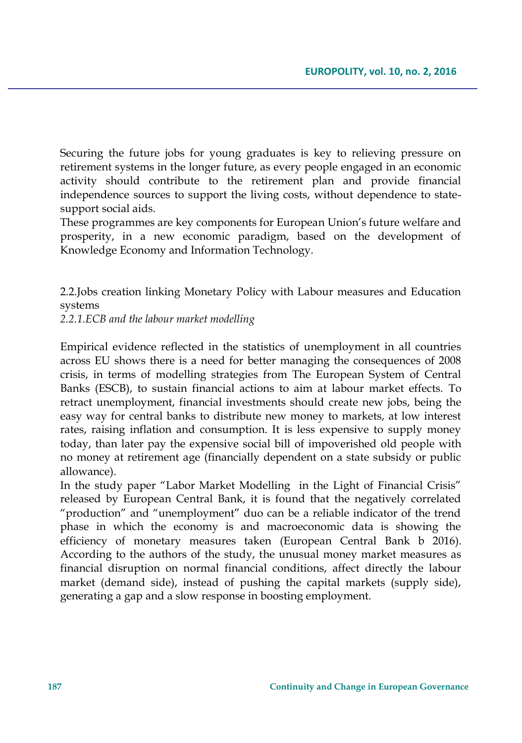Securing the future jobs for young graduates is key to relieving pressure on retirement systems in the longer future, as every people engaged in an economic activity should contribute to the retirement plan and provide financial independence sources to support the living costs, without dependence to state-support social aids.

These programmes are key components for European Union's future welfare and prosperity, in a new economic paradigm, based on the development of Knowledge Economy and Information Technology.

## 2.2.Jobs creation linking Monetary Policy with Labour measures and Education systems

### *2.2.1.ECB and the labour market modelling*

Empirical evidence reflected in the statistics of unemployment in all countries across EU shows there is a need for better managing the consequences of 2008 crisis, in terms of modelling strategies from The European System of Central Banks (ESCB), to sustain financial actions to aim at labour market effects. To retract unemployment, financial investments should create new jobs, being the easy way for central banks to distribute new money to markets, at low interest rates, raising inflation and consumption. It is less expensive to supply money today, than later pay the expensive social bill of impoverished old people with no money at retirement age (financially dependent on a state subsidy or public allowance).

In the study paper "Labor Market Modelling in the Light of Financial Crisis" released by European Central Bank, it is found that the negatively correlated "production" and "unemployment" duo can be a reliable indicator of the trend phase in which the economy is and macroeconomic data is showing the efficiency of monetary measures taken (European Central Bank b 2016). According to the authors of the study, the unusual money market measures as financial disruption on normal financial conditions, affect directly the labour market (demand side), instead of pushing the capital markets (supply side), generating a gap and a slow response in boosting employment.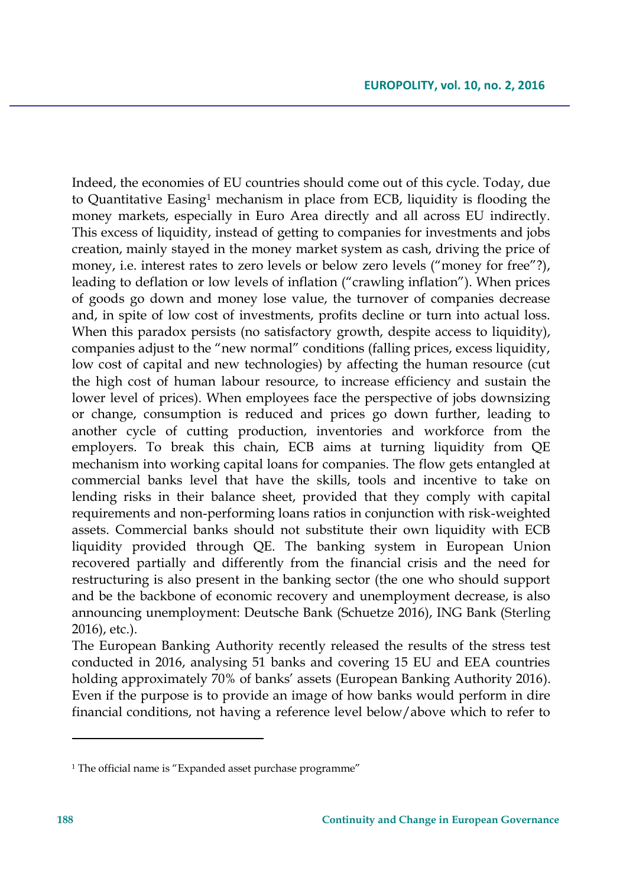Indeed, the economies of EU countries should come out of this cycle. Today, due to Quantitative Easing[1] mechanism in place from ECB, liquidity is flooding the money markets, especially in Euro Area directly and all across EU indirectly. This excess of liquidity, instead of getting to companies for investments and jobs creation, mainly stayed in the money market system as cash, driving the price of money, i.e. interest rates to zero levels or below zero levels ("money for free"?), leading to deflation or low levels of inflation ("crawling inflation"). When prices of goods go down and money lose value, the turnover of companies decrease and, in spite of low cost of investments, profits decline or turn into actual loss. When this paradox persists (no satisfactory growth, despite access to liquidity), companies adjust to the "new normal" conditions (falling prices, excess liquidity, low cost of capital and new technologies) by affecting the human resource (cut the high cost of human labour resource, to increase efficiency and sustain the lower level of prices). When employees face the perspective of jobs downsizing or change, consumption is reduced and prices go down further, leading to another cycle of cutting production, inventories and workforce from the employers. To break this chain, ECB aims at turning liquidity from QE mechanism into working capital loans for companies. The flow gets entangled at commercial banks level that have the skills, tools and incentive to take on lending risks in their balance sheet, provided that they comply with capital requirements and non-performing loans ratios in conjunction with risk-weighted assets. Commercial banks should not substitute their own liquidity with ECB liquidity provided through QE. The banking system in European Union recovered partially and differently from the financial crisis and the need for restructuring is also present in the banking sector (the one who should support and be the backbone of economic recovery and unemployment decrease, is also announcing unemployment: Deutsche Bank (Schuetze 2016), ING Bank (Sterling 2016), etc.).

The European Banking Authority recently released the results of the stress test conducted in 2016, analysing 51 banks and covering 15 EU and EEA countries holding approximately 70% of banks' assets (European Banking Authority 2016). Even if the purpose is to provide an image of how banks would perform in dire financial conditions, not having a reference level below/above which to refer to

[1] The official name is "Expanded asset purchase programme"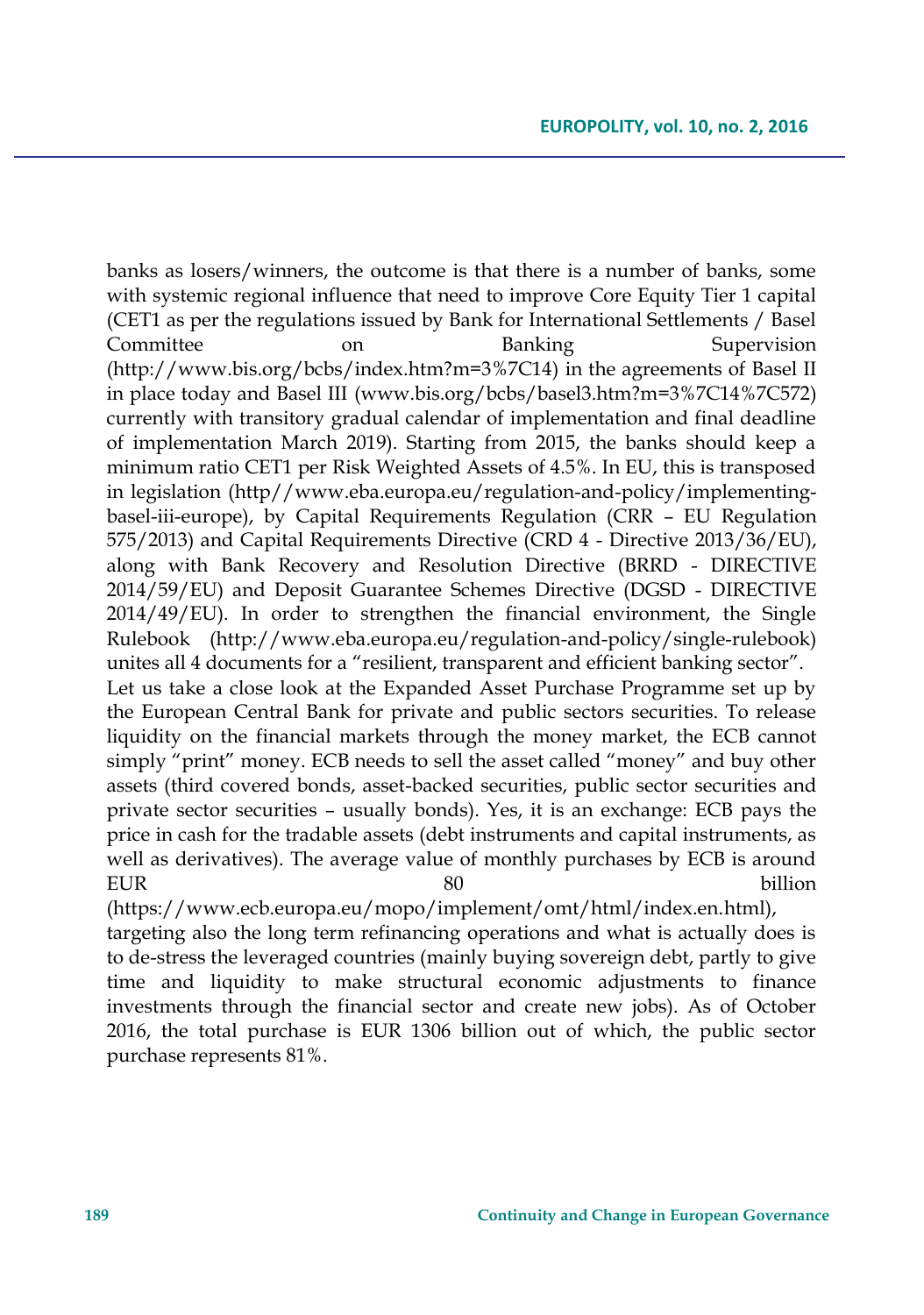banks as losers/winners, the outcome is that there is a number of banks, some with systemic regional influence that need to improve Core Equity Tier 1 capital (CET1 as per the regulations issued by Bank for International Settlements / Basel Committee on Banking Supervision (http://www.bis.org/bcbs/index.htm?m=3%7C14) in the agreements of Basel II in place today and Basel III (www.bis.org/bcbs/basel3.htm?m=3%7C14%7C572) currently with transitory gradual calendar of implementation and final deadline of implementation March 2019). Starting from 2015, the banks should keep a minimum ratio CET1 per Risk Weighted Assets of 4.5%. In EU, this is transposed in legislation (http//www.eba.europa.eu/regulation-and-policy/implementing-basel-iii-europe), by Capital Requirements Regulation (CRR – EU Regulation 575/2013) and Capital Requirements Directive (CRD 4 - Directive 2013/36/EU), along with Bank Recovery and Resolution Directive (BRRD - DIRECTIVE 2014/59/EU) and Deposit Guarantee Schemes Directive (DGSD - DIRECTIVE 2014/49/EU). In order to strengthen the financial environment, the Single Rulebook (http://www.eba.europa.eu/regulation-and-policy/single-rulebook) unites all 4 documents for a "resilient, transparent and efficient banking sector".

Let us take a close look at the Expanded Asset Purchase Programme set up by the European Central Bank for private and public sectors securities. To release liquidity on the financial markets through the money market, the ECB cannot simply "print" money. ECB needs to sell the asset called "money" and buy other assets (third covered bonds, asset-backed securities, public sector securities and private sector securities – usually bonds). Yes, it is an exchange: ECB pays the price in cash for the tradable assets (debt instruments and capital instruments, as well as derivatives). The average value of monthly purchases by ECB is around EUR 80 billion (https://www.ecb.europa.eu/mopo/implement/omt/html/index.en.html), targeting also the long term refinancing operations and what is actually does is to de-stress the leveraged countries (mainly buying sovereign debt, partly to give time and liquidity to make structural economic adjustments to finance investments through the financial sector and create new jobs). As of October 2016, the total purchase is EUR 1306 billion out of which, the public sector purchase represents 81%.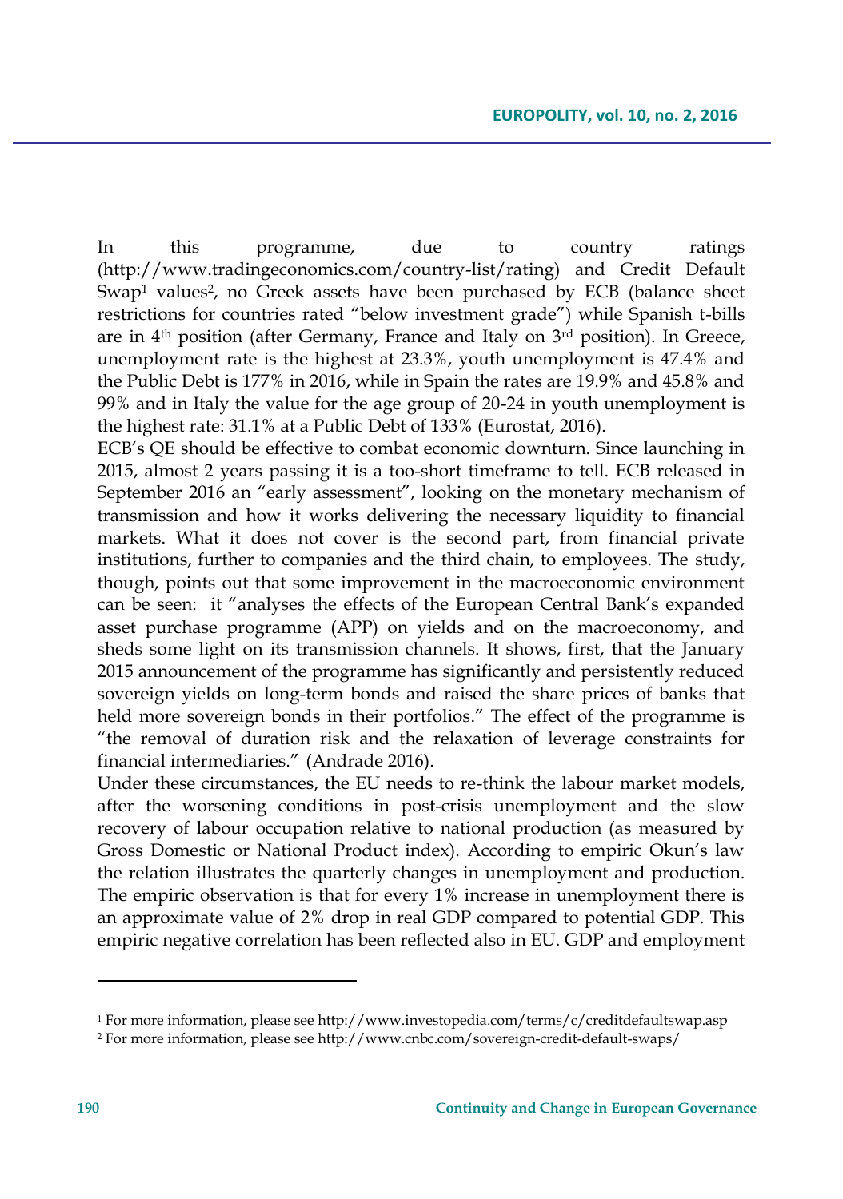In this programme, due to country ratings (http://www.tradingeconomics.com/country-list/rating) and Credit Default Swap[1] values[2], no Greek assets have been purchased by ECB (balance sheet restrictions for countries rated "below investment grade") while Spanish t-bills are in 4$^{th}$ position (after Germany, France and Italy on 3$^{rd}$ position). In Greece, unemployment rate is the highest at 23.3%, youth unemployment is 47.4% and the Public Debt is 177% in 2016, while in Spain the rates are 19.9% and 45.8% and 99% and in Italy the value for the age group of 20-24 in youth unemployment is the highest rate: 31.1% at a Public Debt of 133% (Eurostat, 2016).

ECB's QE should be effective to combat economic downturn. Since launching in 2015, almost 2 years passing it is a too-short timeframe to tell. ECB released in September 2016 an "early assessment", looking on the monetary mechanism of transmission and how it works delivering the necessary liquidity to financial markets. What it does not cover is the second part, from financial private institutions, further to companies and the third chain, to employees. The study, though, points out that some improvement in the macroeconomic environment can be seen: it "analyses the effects of the European Central Bank's expanded asset purchase programme (APP) on yields and on the macroeconomy, and sheds some light on its transmission channels. It shows, first, that the January 2015 announcement of the programme has significantly and persistently reduced sovereign yields on long-term bonds and raised the share prices of banks that held more sovereign bonds in their portfolios." The effect of the programme is "the removal of duration risk and the relaxation of leverage constraints for financial intermediaries." (Andrade 2016).

Under these circumstances, the EU needs to re-think the labour market models, after the worsening conditions in post-crisis unemployment and the slow recovery of labour occupation relative to national production (as measured by Gross Domestic or National Product index). According to empiric Okun's law the relation illustrates the quarterly changes in unemployment and production. The empiric observation is that for every 1% increase in unemployment there is an approximate value of 2% drop in real GDP compared to potential GDP. This empiric negative correlation has been reflected also in EU. GDP and employment

---

[1] For more information, please see http://www.investopedia.com/terms/c/creditdefaultswap.asp

[2] For more information, please see http://www.cnbc.com/sovereign-credit-default-swaps/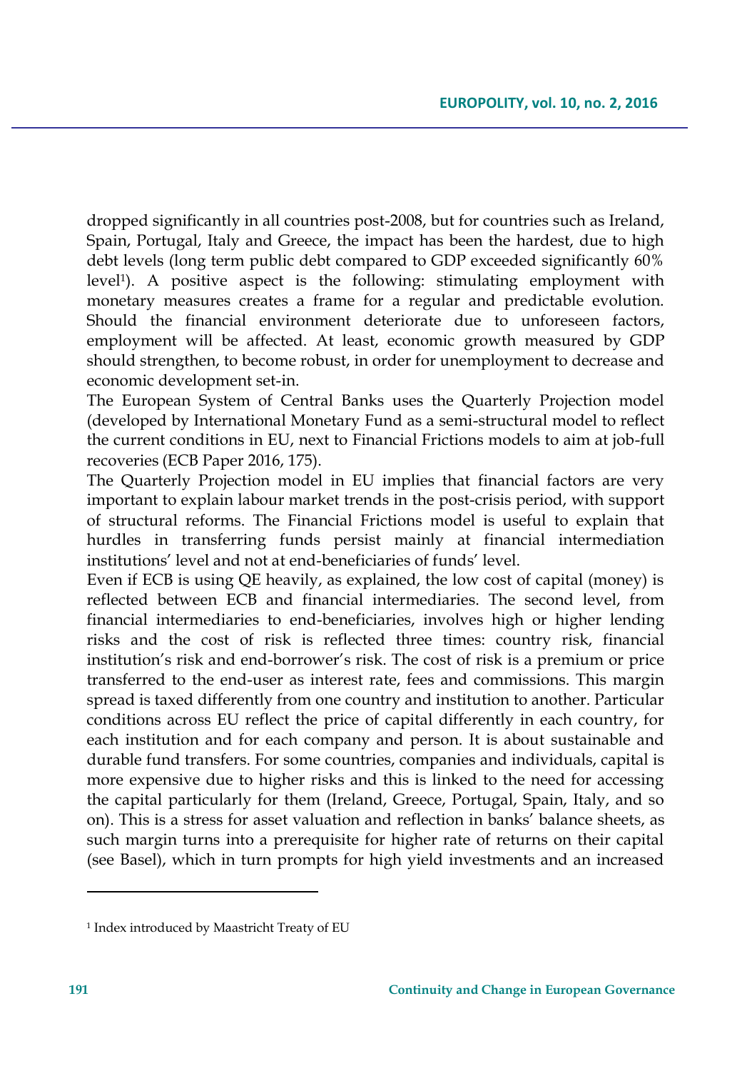dropped significantly in all countries post-2008, but for countries such as Ireland, Spain, Portugal, Italy and Greece, the impact has been the hardest, due to high debt levels (long term public debt compared to GDP exceeded significantly 60% level[1]). A positive aspect is the following: stimulating employment with monetary measures creates a frame for a regular and predictable evolution. Should the financial environment deteriorate due to unforeseen factors, employment will be affected. At least, economic growth measured by GDP should strengthen, to become robust, in order for unemployment to decrease and economic development set-in.

The European System of Central Banks uses the Quarterly Projection model (developed by International Monetary Fund as a semi-structural model to reflect the current conditions in EU, next to Financial Frictions models to aim at job-full recoveries (ECB Paper 2016, 175).

The Quarterly Projection model in EU implies that financial factors are very important to explain labour market trends in the post-crisis period, with support of structural reforms. The Financial Frictions model is useful to explain that hurdles in transferring funds persist mainly at financial intermediation institutions' level and not at end-beneficiaries of funds' level.

Even if ECB is using QE heavily, as explained, the low cost of capital (money) is reflected between ECB and financial intermediaries. The second level, from financial intermediaries to end-beneficiaries, involves high or higher lending risks and the cost of risk is reflected three times: country risk, financial institution's risk and end-borrower's risk. The cost of risk is a premium or price transferred to the end-user as interest rate, fees and commissions. This margin spread is taxed differently from one country and institution to another. Particular conditions across EU reflect the price of capital differently in each country, for each institution and for each company and person. It is about sustainable and durable fund transfers. For some countries, companies and individuals, capital is more expensive due to higher risks and this is linked to the need for accessing the capital particularly for them (Ireland, Greece, Portugal, Spain, Italy, and so on). This is a stress for asset valuation and reflection in banks' balance sheets, as such margin turns into a prerequisite for higher rate of returns on their capital (see Basel), which in turn prompts for high yield investments and an increased

[1] Index introduced by Maastricht Treaty of EU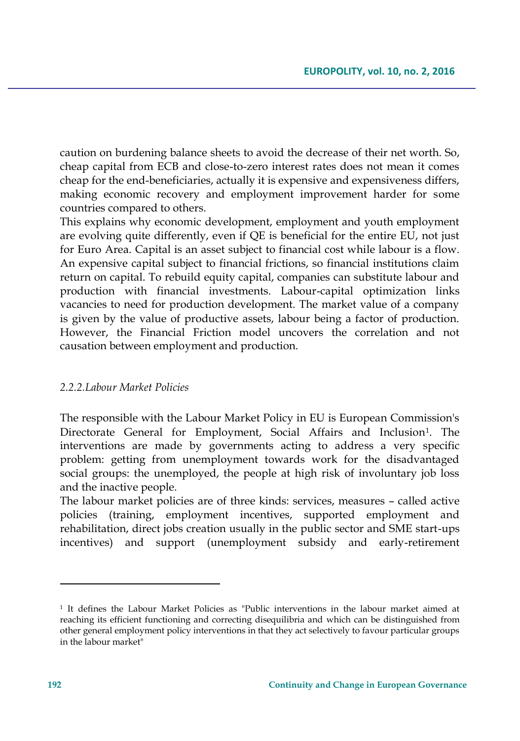caution on burdening balance sheets to avoid the decrease of their net worth. So, cheap capital from ECB and close-to-zero interest rates does not mean it comes cheap for the end-beneficiaries, actually it is expensive and expensiveness differs, making economic recovery and employment improvement harder for some countries compared to others.

This explains why economic development, employment and youth employment are evolving quite differently, even if QE is beneficial for the entire EU, not just for Euro Area. Capital is an asset subject to financial cost while labour is a flow. An expensive capital subject to financial frictions, so financial institutions claim return on capital. To rebuild equity capital, companies can substitute labour and production with financial investments. Labour-capital optimization links vacancies to need for production development. The market value of a company is given by the value of productive assets, labour being a factor of production. However, the Financial Friction model uncovers the correlation and not causation between employment and production.

### *2.2.2.Labour Market Policies*

The responsible with the Labour Market Policy in EU is European Commission's Directorate General for Employment, Social Affairs and Inclusion[1]. The interventions are made by governments acting to address a very specific problem: getting from unemployment towards work for the disadvantaged social groups: the unemployed, the people at high risk of involuntary job loss and the inactive people.

The labour market policies are of three kinds: services, measures – called active policies (training, employment incentives, supported employment and rehabilitation, direct jobs creation usually in the public sector and SME start-ups incentives) and support (unemployment subsidy and early-retirement

---

[1] It defines the Labour Market Policies as "Public interventions in the labour market aimed at reaching its efficient functioning and correcting disequilibria and which can be distinguished from other general employment policy interventions in that they act selectively to favour particular groups in the labour market"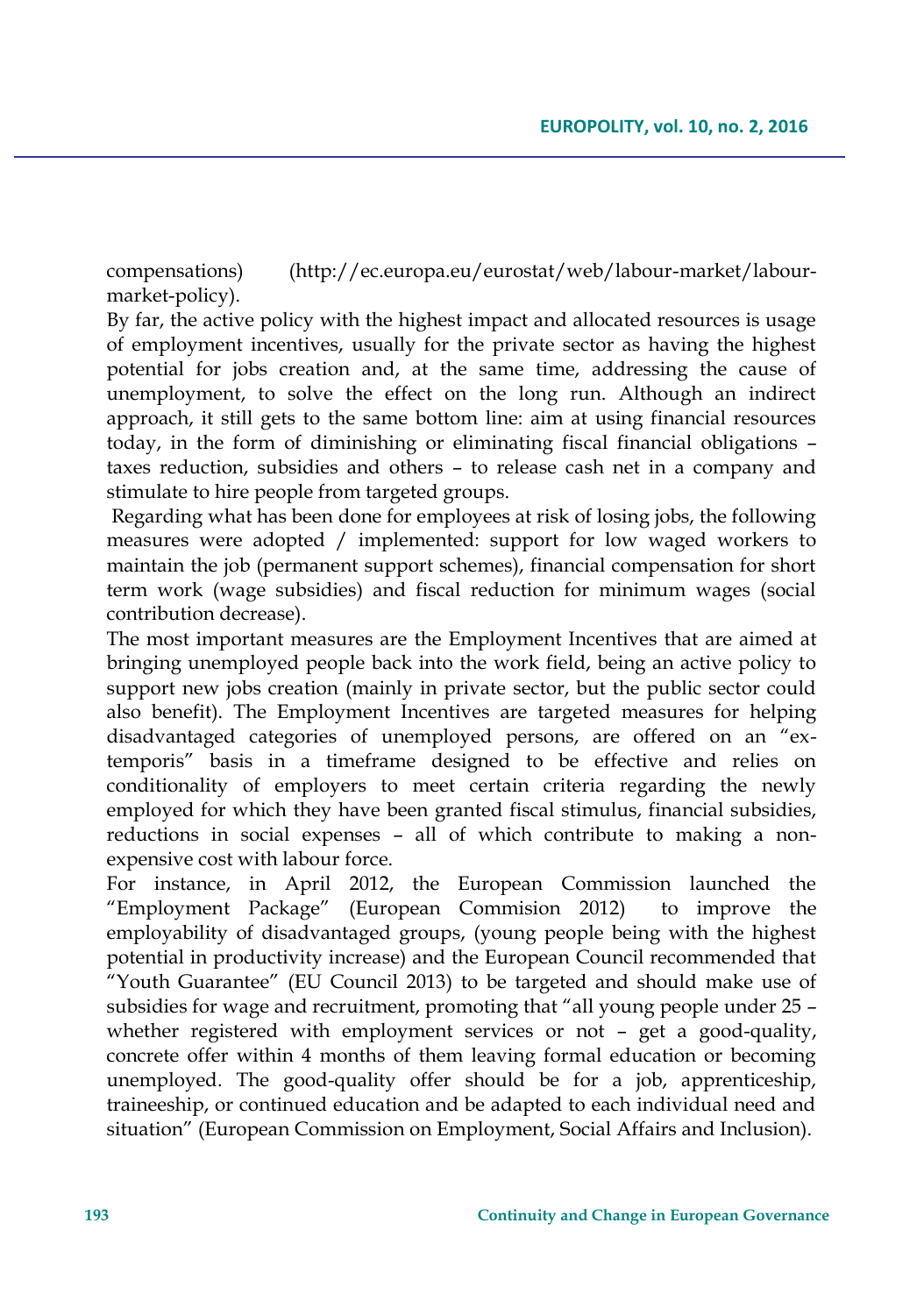compensations) (http://ec.europa.eu/eurostat/web/labour-market/labour-market-policy).

By far, the active policy with the highest impact and allocated resources is usage of employment incentives, usually for the private sector as having the highest potential for jobs creation and, at the same time, addressing the cause of unemployment, to solve the effect on the long run. Although an indirect approach, it still gets to the same bottom line: aim at using financial resources today, in the form of diminishing or eliminating fiscal financial obligations – taxes reduction, subsidies and others – to release cash net in a company and stimulate to hire people from targeted groups.

Regarding what has been done for employees at risk of losing jobs, the following measures were adopted / implemented: support for low waged workers to maintain the job (permanent support schemes), financial compensation for short term work (wage subsidies) and fiscal reduction for minimum wages (social contribution decrease).

The most important measures are the Employment Incentives that are aimed at bringing unemployed people back into the work field, being an active policy to support new jobs creation (mainly in private sector, but the public sector could also benefit). The Employment Incentives are targeted measures for helping disadvantaged categories of unemployed persons, are offered on an "ex-temporis" basis in a timeframe designed to be effective and relies on conditionality of employers to meet certain criteria regarding the newly employed for which they have been granted fiscal stimulus, financial subsidies, reductions in social expenses – all of which contribute to making a non-expensive cost with labour force.

For instance, in April 2012, the European Commission launched the "Employment Package" (European Commision 2012) to improve the employability of disadvantaged groups, (young people being with the highest potential in productivity increase) and the European Council recommended that "Youth Guarantee" (EU Council 2013) to be targeted and should make use of subsidies for wage and recruitment, promoting that "all young people under 25 – whether registered with employment services or not – get a good-quality, concrete offer within 4 months of them leaving formal education or becoming unemployed. The good-quality offer should be for a job, apprenticeship, traineeship, or continued education and be adapted to each individual need and situation" (European Commission on Employment, Social Affairs and Inclusion).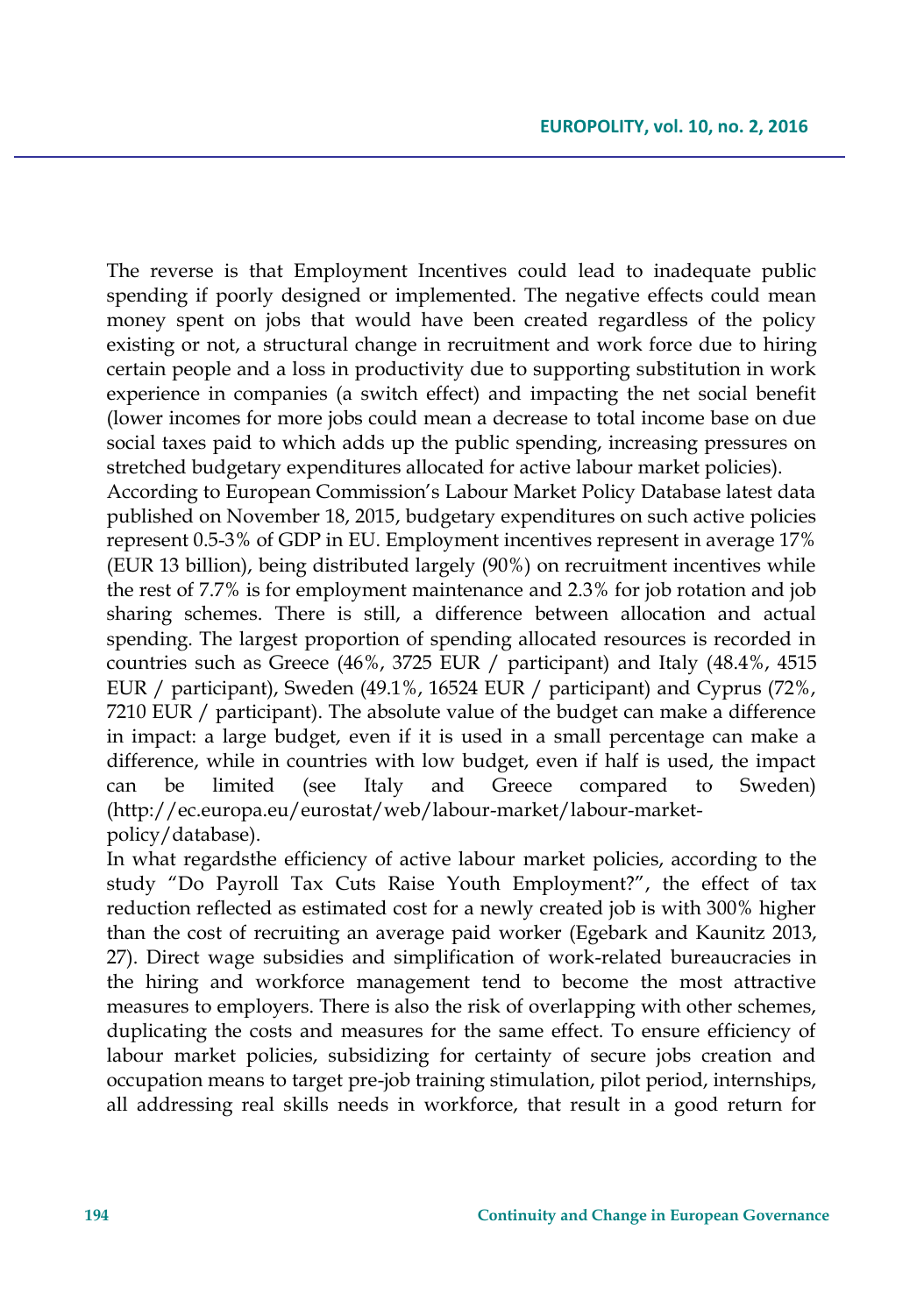The reverse is that Employment Incentives could lead to inadequate public spending if poorly designed or implemented. The negative effects could mean money spent on jobs that would have been created regardless of the policy existing or not, a structural change in recruitment and work force due to hiring certain people and a loss in productivity due to supporting substitution in work experience in companies (a switch effect) and impacting the net social benefit (lower incomes for more jobs could mean a decrease to total income base on due social taxes paid to which adds up the public spending, increasing pressures on stretched budgetary expenditures allocated for active labour market policies).

According to European Commission's Labour Market Policy Database latest data published on November 18, 2015, budgetary expenditures on such active policies represent 0.5-3% of GDP in EU. Employment incentives represent in average 17% (EUR 13 billion), being distributed largely (90%) on recruitment incentives while the rest of 7.7% is for employment maintenance and 2.3% for job rotation and job sharing schemes. There is still, a difference between allocation and actual spending. The largest proportion of spending allocated resources is recorded in countries such as Greece (46%, 3725 EUR / participant) and Italy (48.4%, 4515 EUR / participant), Sweden (49.1%, 16524 EUR / participant) and Cyprus (72%, 7210 EUR / participant). The absolute value of the budget can make a difference in impact: a large budget, even if it is used in a small percentage can make a difference, while in countries with low budget, even if half is used, the impact can be limited (see Italy and Greece compared to Sweden) (http://ec.europa.eu/eurostat/web/labour-market/labour-market-policy/database).

In what regardsthe efficiency of active labour market policies, according to the study "Do Payroll Tax Cuts Raise Youth Employment?", the effect of tax reduction reflected as estimated cost for a newly created job is with 300% higher than the cost of recruiting an average paid worker (Egebark and Kaunitz 2013, 27). Direct wage subsidies and simplification of work-related bureaucracies in the hiring and workforce management tend to become the most attractive measures to employers. There is also the risk of overlapping with other schemes, duplicating the costs and measures for the same effect. To ensure efficiency of labour market policies, subsidizing for certainty of secure jobs creation and occupation means to target pre-job training stimulation, pilot period, internships, all addressing real skills needs in workforce, that result in a good return for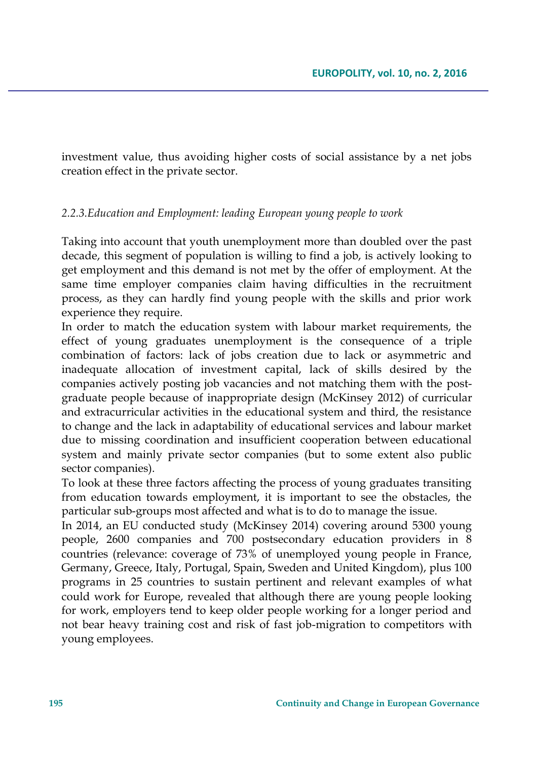investment value, thus avoiding higher costs of social assistance by a net jobs creation effect in the private sector.

### *2.2.3.Education and Employment: leading European young people to work*

Taking into account that youth unemployment more than doubled over the past decade, this segment of population is willing to find a job, is actively looking to get employment and this demand is not met by the offer of employment. At the same time employer companies claim having difficulties in the recruitment process, as they can hardly find young people with the skills and prior work experience they require.

In order to match the education system with labour market requirements, the effect of young graduates unemployment is the consequence of a triple combination of factors: lack of jobs creation due to lack or asymmetric and inadequate allocation of investment capital, lack of skills desired by the companies actively posting job vacancies and not matching them with the post-graduate people because of inappropriate design (McKinsey 2012) of curricular and extracurricular activities in the educational system and third, the resistance to change and the lack in adaptability of educational services and labour market due to missing coordination and insufficient cooperation between educational system and mainly private sector companies (but to some extent also public sector companies).

To look at these three factors affecting the process of young graduates transiting from education towards employment, it is important to see the obstacles, the particular sub-groups most affected and what is to do to manage the issue.

In 2014, an EU conducted study (McKinsey 2014) covering around 5300 young people, 2600 companies and 700 postsecondary education providers in 8 countries (relevance: coverage of 73% of unemployed young people in France, Germany, Greece, Italy, Portugal, Spain, Sweden and United Kingdom), plus 100 programs in 25 countries to sustain pertinent and relevant examples of what could work for Europe, revealed that although there are young people looking for work, employers tend to keep older people working for a longer period and not bear heavy training cost and risk of fast job-migration to competitors with young employees.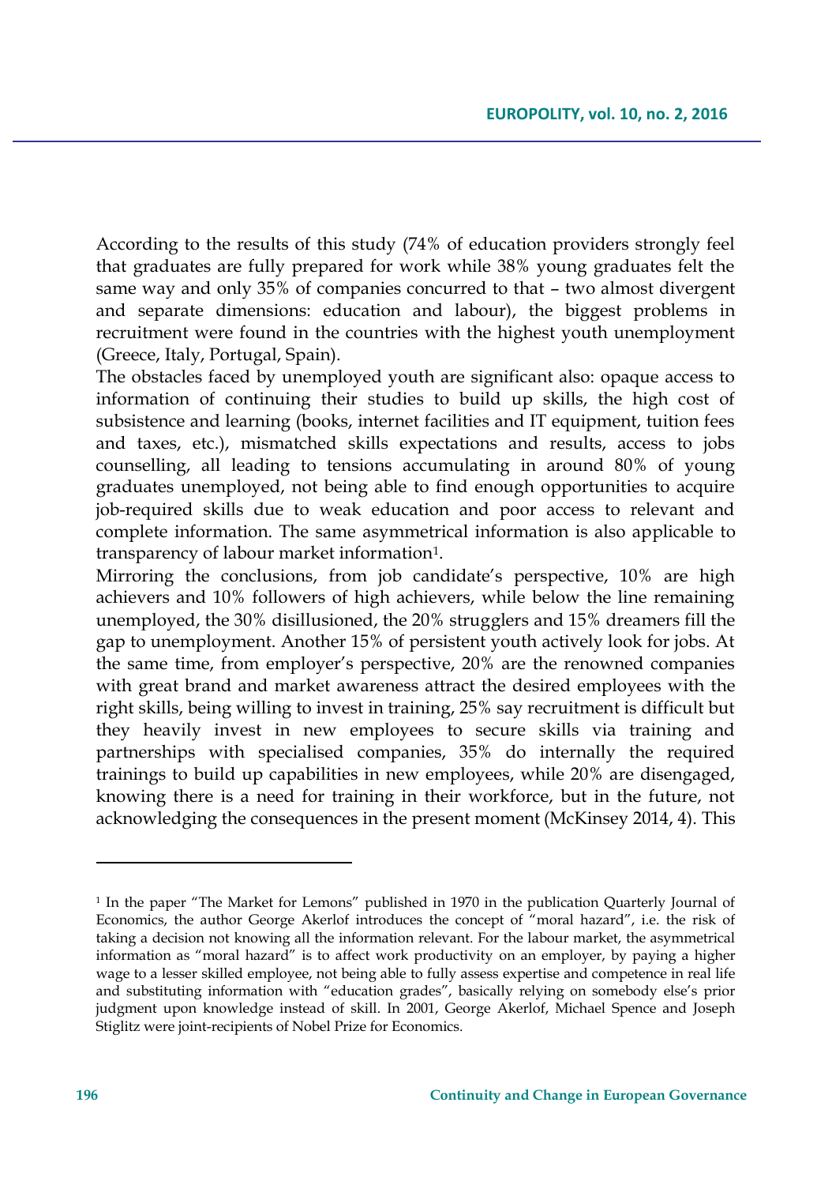According to the results of this study (74% of education providers strongly feel that graduates are fully prepared for work while 38% young graduates felt the same way and only 35% of companies concurred to that – two almost divergent and separate dimensions: education and labour), the biggest problems in recruitment were found in the countries with the highest youth unemployment (Greece, Italy, Portugal, Spain).

The obstacles faced by unemployed youth are significant also: opaque access to information of continuing their studies to build up skills, the high cost of subsistence and learning (books, internet facilities and IT equipment, tuition fees and taxes, etc.), mismatched skills expectations and results, access to jobs counselling, all leading to tensions accumulating in around 80% of young graduates unemployed, not being able to find enough opportunities to acquire job-required skills due to weak education and poor access to relevant and complete information. The same asymmetrical information is also applicable to transparency of labour market information[1].

Mirroring the conclusions, from job candidate's perspective, 10% are high achievers and 10% followers of high achievers, while below the line remaining unemployed, the 30% disillusioned, the 20% strugglers and 15% dreamers fill the gap to unemployment. Another 15% of persistent youth actively look for jobs. At the same time, from employer's perspective, 20% are the renowned companies with great brand and market awareness attract the desired employees with the right skills, being willing to invest in training, 25% say recruitment is difficult but they heavily invest in new employees to secure skills via training and partnerships with specialised companies, 35% do internally the required trainings to build up capabilities in new employees, while 20% are disengaged, knowing there is a need for training in their workforce, but in the future, not acknowledging the consequences in the present moment (McKinsey 2014, 4). This

---

[1] In the paper "The Market for Lemons" published in 1970 in the publication Quarterly Journal of Economics, the author George Akerlof introduces the concept of "moral hazard", i.e. the risk of taking a decision not knowing all the information relevant. For the labour market, the asymmetrical information as "moral hazard" is to affect work productivity on an employer, by paying a higher wage to a lesser skilled employee, not being able to fully assess expertise and competence in real life and substituting information with "education grades", basically relying on somebody else's prior judgment upon knowledge instead of skill. In 2001, George Akerlof, Michael Spence and Joseph Stiglitz were joint-recipients of Nobel Prize for Economics.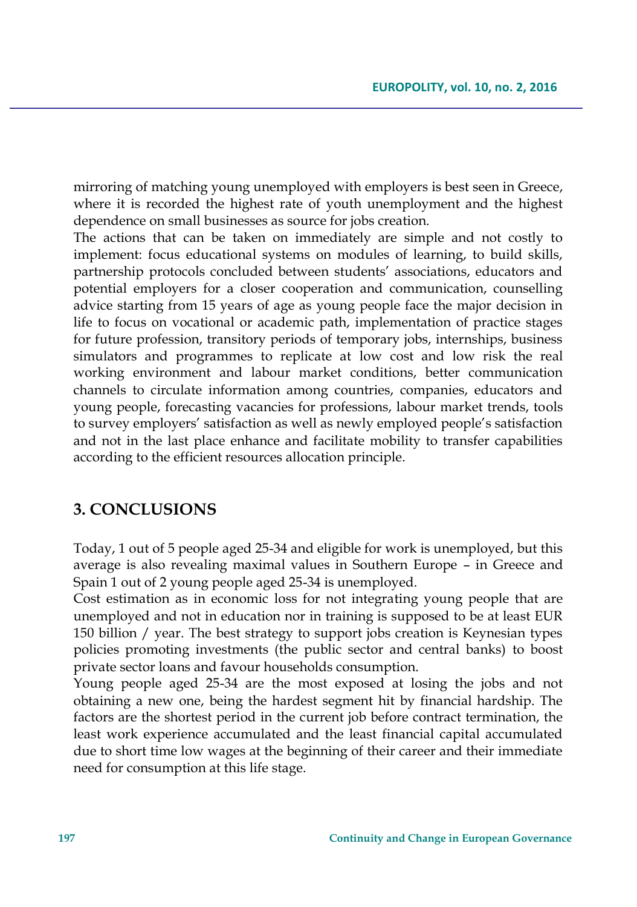mirroring of matching young unemployed with employers is best seen in Greece, where it is recorded the highest rate of youth unemployment and the highest dependence on small businesses as source for jobs creation.

The actions that can be taken on immediately are simple and not costly to implement: focus educational systems on modules of learning, to build skills, partnership protocols concluded between students' associations, educators and potential employers for a closer cooperation and communication, counselling advice starting from 15 years of age as young people face the major decision in life to focus on vocational or academic path, implementation of practice stages for future profession, transitory periods of temporary jobs, internships, business simulators and programmes to replicate at low cost and low risk the real working environment and labour market conditions, better communication channels to circulate information among countries, companies, educators and young people, forecasting vacancies for professions, labour market trends, tools to survey employers' satisfaction as well as newly employed people's satisfaction and not in the last place enhance and facilitate mobility to transfer capabilities according to the efficient resources allocation principle.

## 3. CONCLUSIONS

Today, 1 out of 5 people aged 25-34 and eligible for work is unemployed, but this average is also revealing maximal values in Southern Europe – in Greece and Spain 1 out of 2 young people aged 25-34 is unemployed.

Cost estimation as in economic loss for not integrating young people that are unemployed and not in education nor in training is supposed to be at least EUR 150 billion / year. The best strategy to support jobs creation is Keynesian types policies promoting investments (the public sector and central banks) to boost private sector loans and favour households consumption.

Young people aged 25-34 are the most exposed at losing the jobs and not obtaining a new one, being the hardest segment hit by financial hardship. The factors are the shortest period in the current job before contract termination, the least work experience accumulated and the least financial capital accumulated due to short time low wages at the beginning of their career and their immediate need for consumption at this life stage.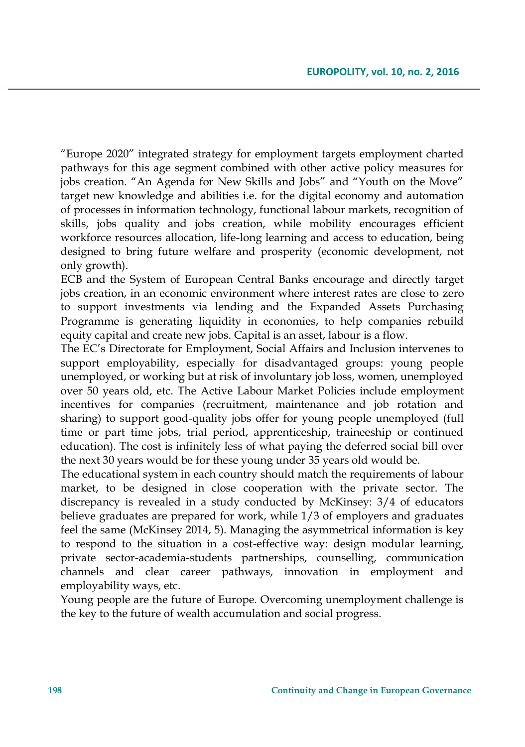"Europe 2020" integrated strategy for employment targets employment charted pathways for this age segment combined with other active policy measures for jobs creation. "An Agenda for New Skills and Jobs" and "Youth on the Move" target new knowledge and abilities i.e. for the digital economy and automation of processes in information technology, functional labour markets, recognition of skills, jobs quality and jobs creation, while mobility encourages efficient workforce resources allocation, life-long learning and access to education, being designed to bring future welfare and prosperity (economic development, not only growth).

ECB and the System of European Central Banks encourage and directly target jobs creation, in an economic environment where interest rates are close to zero to support investments via lending and the Expanded Assets Purchasing Programme is generating liquidity in economies, to help companies rebuild equity capital and create new jobs. Capital is an asset, labour is a flow.

The EC's Directorate for Employment, Social Affairs and Inclusion intervenes to support employability, especially for disadvantaged groups: young people unemployed, or working but at risk of involuntary job loss, women, unemployed over 50 years old, etc. The Active Labour Market Policies include employment incentives for companies (recruitment, maintenance and job rotation and sharing) to support good-quality jobs offer for young people unemployed (full time or part time jobs, trial period, apprenticeship, traineeship or continued education). The cost is infinitely less of what paying the deferred social bill over the next 30 years would be for these young under 35 years old would be.

The educational system in each country should match the requirements of labour market, to be designed in close cooperation with the private sector. The discrepancy is revealed in a study conducted by McKinsey: 3/4 of educators believe graduates are prepared for work, while 1/3 of employers and graduates feel the same (McKinsey 2014, 5). Managing the asymmetrical information is key to respond to the situation in a cost-effective way: design modular learning, private sector-academia-students partnerships, counselling, communication channels and clear career pathways, innovation in employment and employability ways, etc.

Young people are the future of Europe. Overcoming unemployment challenge is the key to the future of wealth accumulation and social progress.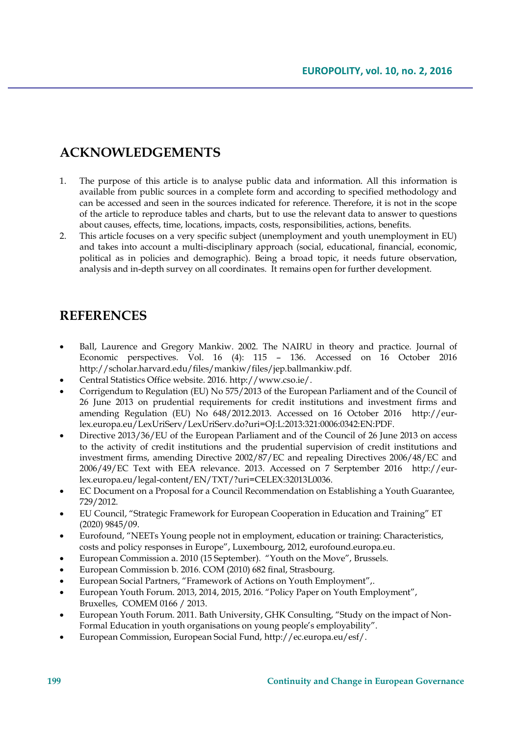## ACKNOWLEDGEMENTS

1. The purpose of this article is to analyse public data and information. All this information is available from public sources in a complete form and according to specified methodology and can be accessed and seen in the sources indicated for reference. Therefore, it is not in the scope of the article to reproduce tables and charts, but to use the relevant data to answer to questions about causes, effects, time, locations, impacts, costs, responsibilities, actions, benefits.
2. This article focuses on a very specific subject (unemployment and youth unemployment in EU) and takes into account a multi-disciplinary approach (social, educational, financial, economic, political as in policies and demographic). Being a broad topic, it needs future observation, analysis and in-depth survey on all coordinates. It remains open for further development.

## REFERENCES

- Ball, Laurence and Gregory Mankiw. 2002. The NAIRU in theory and practice. Journal of Economic perspectives. Vol. 16 (4): 115 – 136. Accessed on 16 October 2016 http://scholar.harvard.edu/files/mankiw/files/jep.ballmankiw.pdf.
- Central Statistics Office website. 2016. http://www.cso.ie/.
- Corrigendum to Regulation (EU) No 575/2013 of the European Parliament and of the Council of 26 June 2013 on prudential requirements for credit institutions and investment firms and amending Regulation (EU) No 648/2012.2013. Accessed on 16 October 2016 http://eur-lex.europa.eu/LexUriServ/LexUriServ.do?uri=OJ:L:2013:321:0006:0342:EN:PDF.
- Directive 2013/36/EU of the European Parliament and of the Council of 26 June 2013 on access to the activity of credit institutions and the prudential supervision of credit institutions and investment firms, amending Directive 2002/87/EC and repealing Directives 2006/48/EC and 2006/49/EC Text with EEA relevance. 2013. Accessed on 7 Serptember 2016 http://eur-lex.europa.eu/legal-content/EN/TXT/?uri=CELEX:32013L0036.
- EC Document on a Proposal for a Council Recommendation on Establishing a Youth Guarantee, 729/2012.
- EU Council, "Strategic Framework for European Cooperation in Education and Training" ET (2020) 9845/09.
- Eurofound, "NEETs Young people not in employment, education or training: Characteristics, costs and policy responses in Europe", Luxembourg, 2012, eurofound.europa.eu.
- European Commission a. 2010 (15 September). "Youth on the Move", Brussels.
- European Commission b. 2016. COM (2010) 682 final, Strasbourg.
- European Social Partners, "Framework of Actions on Youth Employment",.
- European Youth Forum. 2013, 2014, 2015, 2016. "Policy Paper on Youth Employment", Bruxelles, COMEM 0166 / 2013.
- European Youth Forum. 2011. Bath University, GHK Consulting, "Study on the impact of Non-Formal Education in youth organisations on young people's employability".
- European Commission, European Social Fund, http://ec.europa.eu/esf/.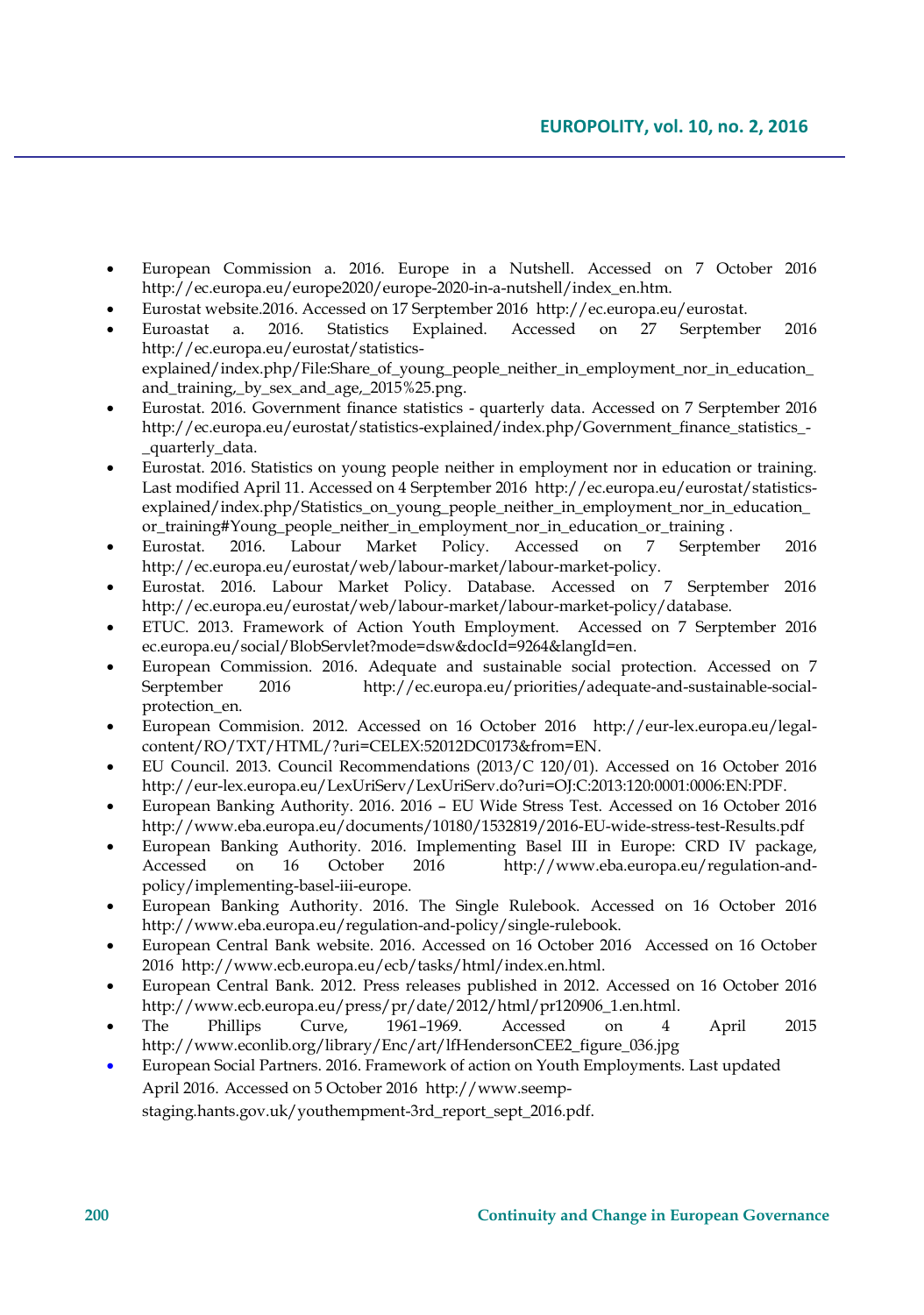- European Commission a. 2016. Europe in a Nutshell. Accessed on 7 October 2016 http://ec.europa.eu/europe2020/europe-2020-in-a-nutshell/index_en.htm.
- Eurostat website.2016. Accessed on 17 Serptember 2016 http://ec.europa.eu/eurostat.
- Euroastat a. 2016. Statistics Explained. Accessed on 27 Serptember 2016 http://ec.europa.eu/eurostat/statistics-explained/index.php/File:Share_of_young_people_neither_in_employment_nor_in_education_and_training,_by_sex_and_age,_2015%25.png.
- Eurostat. 2016. Government finance statistics - quarterly data. Accessed on 7 Serptember 2016 http://ec.europa.eu/eurostat/statistics-explained/index.php/Government_finance_statistics_-_quarterly_data.
- Eurostat. 2016. Statistics on young people neither in employment nor in education or training. Last modified April 11. Accessed on 4 Serptember 2016 http://ec.europa.eu/eurostat/statistics-explained/index.php/Statistics_on_young_people_neither_in_employment_nor_in_education_or_training#Young_people_neither_in_employment_nor_in_education_or_training .
- Eurostat. 2016. Labour Market Policy. Accessed on 7 Serptember 2016 http://ec.europa.eu/eurostat/web/labour-market/labour-market-policy.
- Eurostat. 2016. Labour Market Policy. Database. Accessed on 7 Serptember 2016 http://ec.europa.eu/eurostat/web/labour-market/labour-market-policy/database.
- ETUC. 2013. Framework of Action Youth Employment. Accessed on 7 Serptember 2016 ec.europa.eu/social/BlobServlet?mode=dsw&docId=9264&langId=en.
- European Commission. 2016. Adequate and sustainable social protection. Accessed on 7 Serptember 2016 http://ec.europa.eu/priorities/adequate-and-sustainable-social-protection_en.
- European Commision. 2012. Accessed on 16 October 2016 http://eur-lex.europa.eu/legal-content/RO/TXT/HTML/?uri=CELEX:52012DC0173&from=EN.
- EU Council. 2013. Council Recommendations (2013/C 120/01). Accessed on 16 October 2016 http://eur-lex.europa.eu/LexUriServ/LexUriServ.do?uri=OJ:C:2013:120:0001:0006:EN:PDF.
- European Banking Authority. 2016. 2016 – EU Wide Stress Test. Accessed on 16 October 2016 http://www.eba.europa.eu/documents/10180/1532819/2016-EU-wide-stress-test-Results.pdf
- European Banking Authority. 2016. Implementing Basel III in Europe: CRD IV package, Accessed on 16 October 2016 http://www.eba.europa.eu/regulation-and-policy/implementing-basel-iii-europe.
- European Banking Authority. 2016. The Single Rulebook. Accessed on 16 October 2016 http://www.eba.europa.eu/regulation-and-policy/single-rulebook.
- European Central Bank website. 2016. Accessed on 16 October 2016 Accessed on 16 October 2016 http://www.ecb.europa.eu/ecb/tasks/html/index.en.html.
- European Central Bank. 2012. Press releases published in 2012. Accessed on 16 October 2016 http://www.ecb.europa.eu/press/pr/date/2012/html/pr120906_1.en.html.
- The Phillips Curve, 1961–1969. Accessed on 4 April 2015 http://www.econlib.org/library/Enc/art/lfHendersonCEE2_figure_036.jpg
- European Social Partners. 2016. Framework of action on Youth Employments. Last updated April 2016. Accessed on 5 October 2016 http://www.seemp-staging.hants.gov.uk/youthempment-3rd_report_sept_2016.pdf.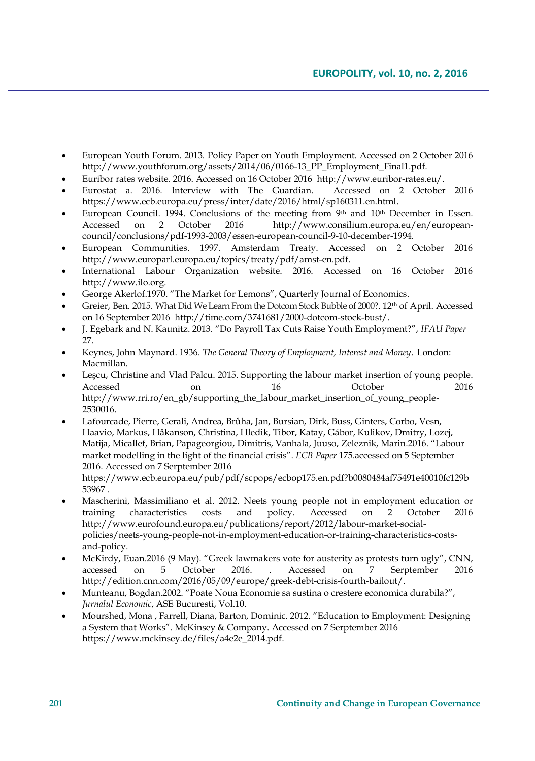- European Youth Forum. 2013. Policy Paper on Youth Employment. Accessed on 2 October 2016 http://www.youthforum.org/assets/2014/06/0166-13_PP_Employment_Final1.pdf.
- Euribor rates website. 2016. Accessed on 16 October 2016 http://www.euribor-rates.eu/.
- Eurostat a. 2016. Interview with The Guardian. Accessed on 2 October 2016 https://www.ecb.europa.eu/press/inter/date/2016/html/sp160311.en.html.
- European Council. 1994. Conclusions of the meeting from 9th and 10th December in Essen. Accessed on 2 October 2016 http://www.consilium.europa.eu/en/european-council/conclusions/pdf-1993-2003/essen-european-council-9-10-december-1994.
- European Communities. 1997. Amsterdam Treaty. Accessed on 2 October 2016 http://www.europarl.europa.eu/topics/treaty/pdf/amst-en.pdf.
- International Labour Organization website. 2016. Accessed on 16 October 2016 http://www.ilo.org.
- George Akerlof.1970. "The Market for Lemons", Quarterly Journal of Economics.
- Greier, Ben. 2015. What Did We Learn From the Dotcom Stock Bubble of 2000?. 12th of April. Accessed on 16 September 2016 http://time.com/3741681/2000-dotcom-stock-bust/.
- J. Egebark and N. Kaunitz. 2013. "Do Payroll Tax Cuts Raise Youth Employment?", *IFAU Paper* 27.
- Keynes, John Maynard. 1936. *The General Theory of Employment, Interest and Money*. London: Macmillan.
- Leşcu, Christine and Vlad Palcu. 2015. Supporting the labour market insertion of young people. Accessed 16 October 2016 http://www.rri.ro/en_gb/supporting_the_labour_market_insertion_of_young_people-2530016.
- Lafourcade, Pierre, Gerali, Andrea, Brůha, Jan, Bursian, Dirk, Buss, Ginters, Corbo, Vesn, Haavio, Markus, Håkanson, Christina, Hledik, Tibor, Katay, Gábor, Kulikov, Dmitry, Lozej, Matija, Micallef, Brian, Papageorgiou, Dimitris, Vanhala, Juuso, Zeleznik, Marin.2016. "Labour market modelling in the light of the financial crisis". *ECB Paper* 175.accessed on 5 September 2016. Accessed on 7 Serptember 2016 https://www.ecb.europa.eu/pub/pdf/scpops/ecbop175.en.pdf?b0080484af75491e40010fc129b53967 .
- Mascherini, Massimiliano et al. 2012. Neets young people not in employment education or training characteristics costs and policy. Accessed on 2 October 2016 http://www.eurofound.europa.eu/publications/report/2012/labour-market-social-policies/neets-young-people-not-in-employment-education-or-training-characteristics-costs-and-policy.
- McKirdy, Euan.2016 (9 May). "Greek lawmakers vote for austerity as protests turn ugly", CNN, accessed on 5 October 2016. . Accessed on 7 Serptember 2016 http://edition.cnn.com/2016/05/09/europe/greek-debt-crisis-fourth-bailout/.
- Munteanu, Bogdan.2002. "Poate Noua Economie sa sustina o crestere economica durabila?", *Jurnalul Economic*, ASE Bucuresti, Vol.10.
- Mourshed, Mona , Farrell, Diana, Barton, Dominic. 2012. "Education to Employment: Designing a System that Works". McKinsey & Company. Accessed on 7 Serptember 2016 https://www.mckinsey.de/files/a4e2e_2014.pdf.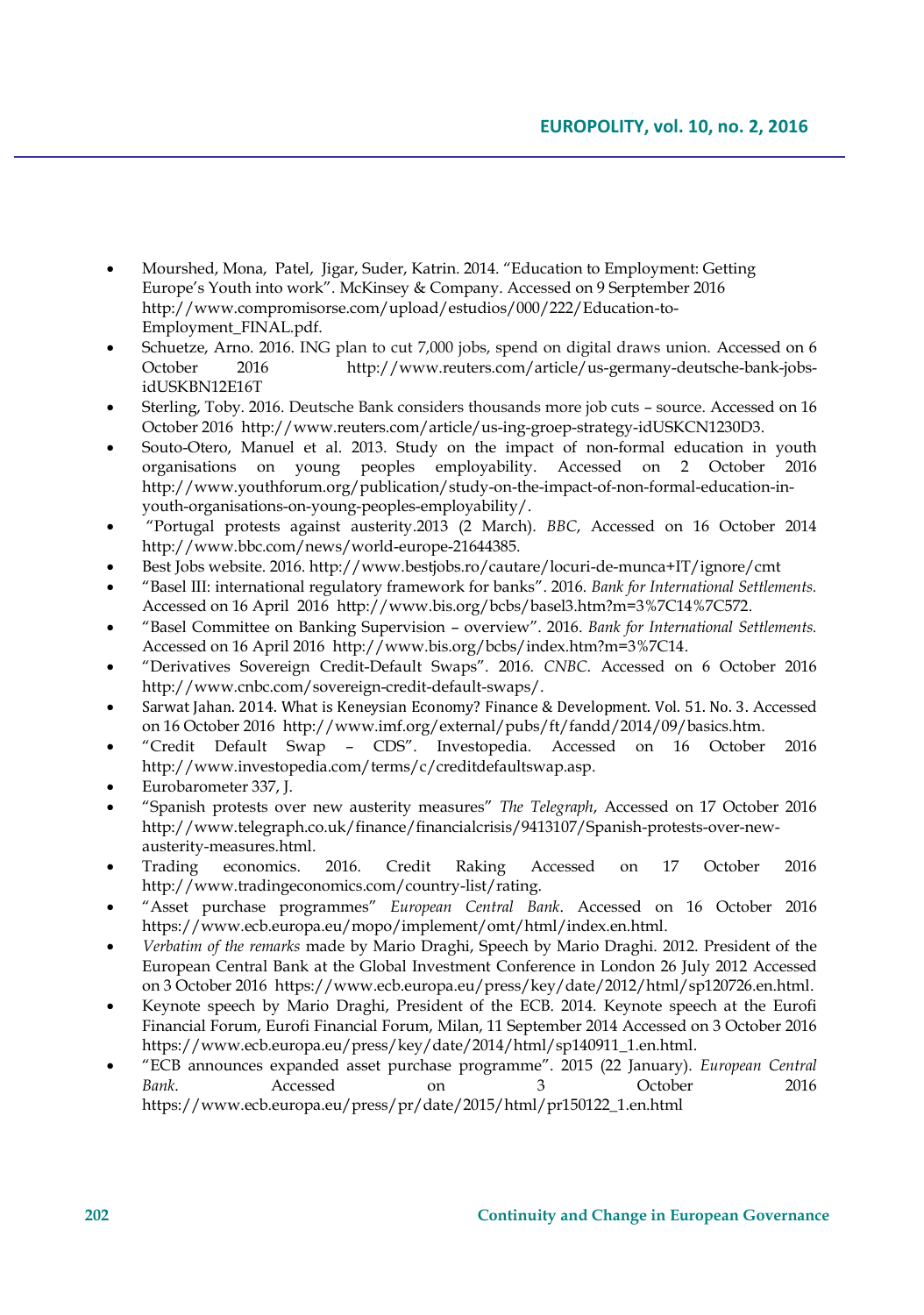- Mourshed, Mona, Patel, Jigar, Suder, Katrin. 2014. "Education to Employment: Getting Europe's Youth into work". McKinsey & Company. Accessed on 9 Serptember 2016 http://www.compromisorse.com/upload/estudios/000/222/Education-to-Employment_FINAL.pdf.
- Schuetze, Arno. 2016. ING plan to cut 7,000 jobs, spend on digital draws union. Accessed on 6 October 2016 http://www.reuters.com/article/us-germany-deutsche-bank-jobs-idUSKBN12E16T
- Sterling, Toby. 2016. Deutsche Bank considers thousands more job cuts – source. Accessed on 16 October 2016 http://www.reuters.com/article/us-ing-groep-strategy-idUSKCN1230D3.
- Souto-Otero, Manuel et al. 2013. Study on the impact of non-formal education in youth organisations on young peoples employability. Accessed on 2 October 2016 http://www.youthforum.org/publication/study-on-the-impact-of-non-formal-education-in-youth-organisations-on-young-peoples-employability/.
- "Portugal protests against austerity.2013 (2 March). *BBC*, Accessed on 16 October 2014 http://www.bbc.com/news/world-europe-21644385.
- Best Jobs website. 2016. http://www.bestjobs.ro/cautare/locuri-de-munca+IT/ignore/cmt
- "Basel III: international regulatory framework for banks". 2016. *Bank for International Settlements.* Accessed on 16 April 2016 http://www.bis.org/bcbs/basel3.htm?m=3%7C14%7C572.
- "Basel Committee on Banking Supervision – overview". 2016. *Bank for International Settlements.* Accessed on 16 April 2016 http://www.bis.org/bcbs/index.htm?m=3%7C14.
- "Derivatives Sovereign Credit-Default Swaps". 2016. *CNBC*. Accessed on 6 October 2016 http://www.cnbc.com/sovereign-credit-default-swaps/.
- Sarwat Jahan. 2014. What is Keneysian Economy? Finance & Development. Vol. 51. No. 3. Accessed on 16 October 2016 http://www.imf.org/external/pubs/ft/fandd/2014/09/basics.htm.
- "Credit Default Swap – CDS". Investopedia. Accessed on 16 October 2016 http://www.investopedia.com/terms/c/creditdefaultswap.asp.
- Eurobarometer 337, J.
- "Spanish protests over new austerity measures" *The Telegraph*, Accessed on 17 October 2016 http://www.telegraph.co.uk/finance/financialcrisis/9413107/Spanish-protests-over-new-austerity-measures.html.
- Trading economics. 2016. Credit Raking Accessed on 17 October 2016 http://www.tradingeconomics.com/country-list/rating.
- "Asset purchase programmes" *European Central Bank*. Accessed on 16 October 2016 https://www.ecb.europa.eu/mopo/implement/omt/html/index.en.html.
- *Verbatim of the remarks* made by Mario Draghi, Speech by Mario Draghi. 2012. President of the European Central Bank at the Global Investment Conference in London 26 July 2012 Accessed on 3 October 2016 https://www.ecb.europa.eu/press/key/date/2012/html/sp120726.en.html.
- Keynote speech by Mario Draghi, President of the ECB. 2014. Keynote speech at the Eurofi Financial Forum, Eurofi Financial Forum, Milan, 11 September 2014 Accessed on 3 October 2016 https://www.ecb.europa.eu/press/key/date/2014/html/sp140911_1.en.html.
- "ECB announces expanded asset purchase programme". 2015 (22 January). *European Central Bank*. Accessed on 3 October 2016 https://www.ecb.europa.eu/press/pr/date/2015/html/pr150122_1.en.html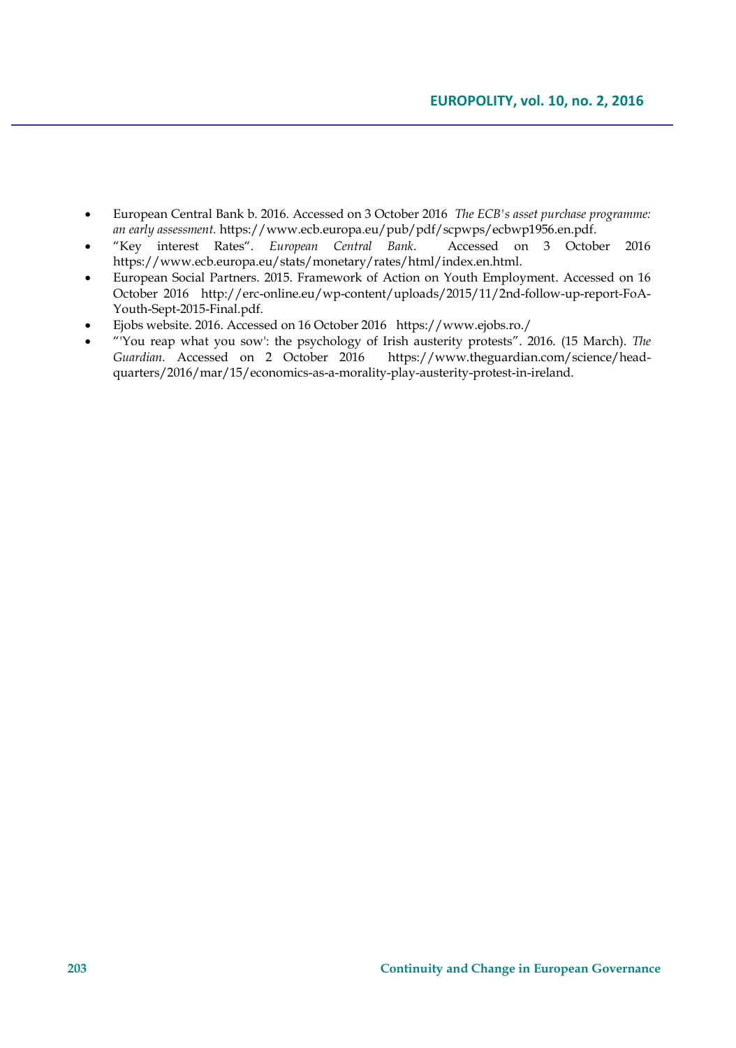- European Central Bank b. 2016. Accessed on 3 October 2016 *The ECB's asset purchase programme: an early assessment.* https://www.ecb.europa.eu/pub/pdf/scpwps/ecbwp1956.en.pdf.
- "Key interest Rates". *European Central Bank.* Accessed on 3 October 2016 https://www.ecb.europa.eu/stats/monetary/rates/html/index.en.html.
- European Social Partners. 2015. Framework of Action on Youth Employment. Accessed on 16 October 2016 http://erc-online.eu/wp-content/uploads/2015/11/2nd-follow-up-report-FoA-Youth-Sept-2015-Final.pdf.
- Ejobs website. 2016. Accessed on 16 October 2016 https://www.ejobs.ro/
- "'You reap what you sow': the psychology of Irish austerity protests". 2016. (15 March). *The Guardian.* Accessed on 2 October 2016 https://www.theguardian.com/science/head-quarters/2016/mar/15/economics-as-a-morality-play-austerity-protest-in-ireland.